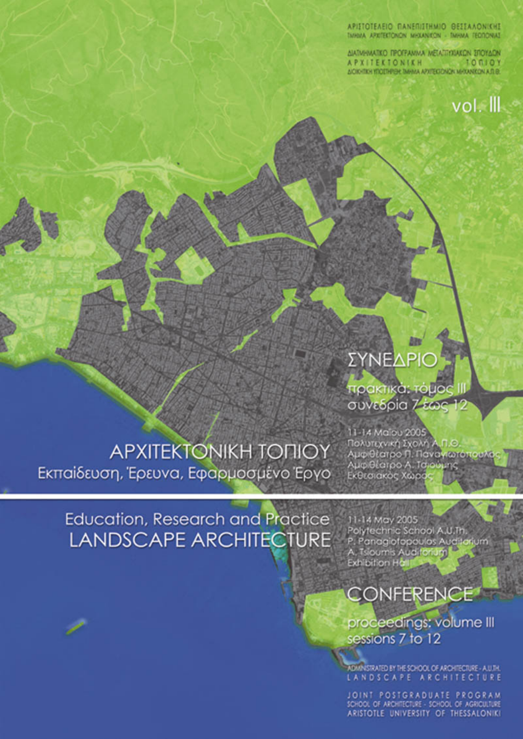ΑΡΙΣΤΟΤΕΛΕΙΟ ΠΑΝΕΠΙΣΤΗΜΙΟ ΘΕΣΣΑΛΟΝΙΚΗΣ
ΤΜΗΜΑ ΑΡΧΙΤΕΚΤΟΝΩΝ ΜΗΧΑΝΙΚΩΝ - ΤΜΗΜΑ ΓΕΩΠΟΝΙΑΣ

ΔΙΑΤΜΗΜΑΤΙΚΟ ΠΡΟΓΡΑΜΜΑ ΜΕΤΑΠΤΥΧΙΑΚΩΝ ΣΠΟΥΔΩΝ
ΑΡΧΙΤΕΚΤΟΝΙΚΗ ΤΟΠΙΟΥ
ΔΙΟΙΚΗΤΙΚΗ ΥΠΟΣΤΗΡΙΞΗ: ΤΜΗΜΑ ΑΡΧΙΤΕΚΤΟΝΩΝ ΜΗΧΑΝΙΚΩΝ Α.Π.Θ.

vol. III

# ΣΥΝΕΔΡΙΟ

πρακτικά: τόμος III
συνεδρία 7 έως 12

11-14 Μαΐου 2005
Πολυτεχνική Σχολή Α.Π.Θ.
Αμφιθέατρο Π. Παναγιωτόπουλος
Αμφιθέατρο Α. Τσιούμης
Εκθεσιακός Χώρος

# ΑΡΧΙΤΕΚΤΟΝΙΚΗ ΤΟΠΙΟΥ

## Εκπαίδευση, Έρευνα, Εφαρμοσμένο Έργο

## Education, Research and Practice

# LANDSCAPE ARCHITECTURE

11-14 May 2005
Polytechnic School A.U.Th.
P. Panagiotopoulos Auditorium
A. Tsioumis Auditorium
Exhibition Hall

# CONFERENCE

proceedings: volume III
sessions 7 to 12

ADMINISTRATED BY THE SCHOOL OF ARCHITECTURE - A.U.TH.
LANDSCAPE ARCHITECTURE

JOINT POSTGRADUATE PROGRAM
SCHOOL OF ARCHITECTURE - SCHOOL OF AGRICULTURE
ARISTOTLE UNIVERSITY OF THESSALONIKI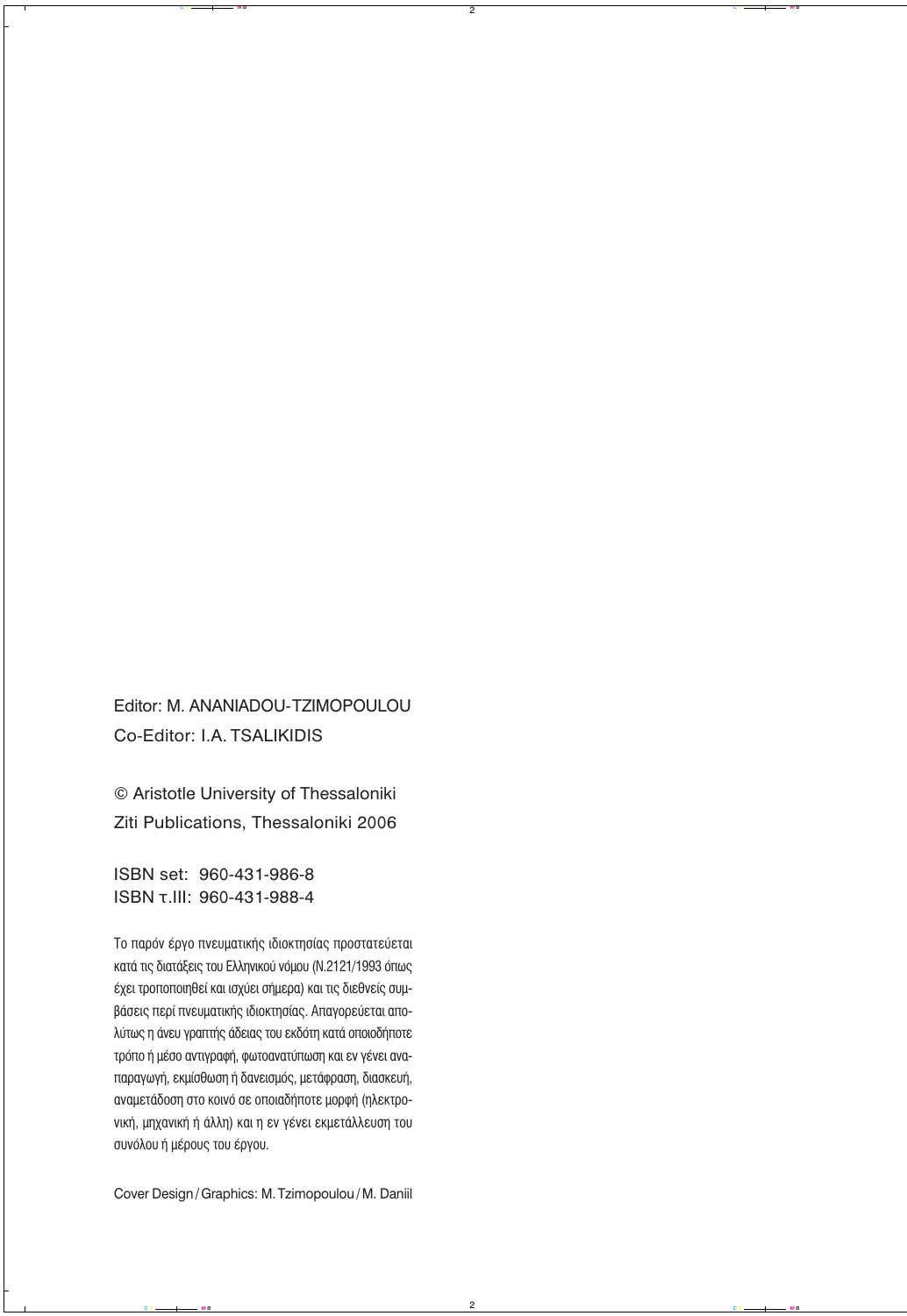Editor: M. ANANIADOU-TZIMOPOULOU

Co-Editor: I.A. TSALIKIDIS

© Aristotle University of Thessaloniki

Ziti Publications, Thessaloniki 2006

ISBN set: 960-431-986-8

ISBN τ.ΙΙΙ: 960-431-988-4

Το παρόν έργο πνευματικής ιδιοκτησίας προστατεύεται κατά τις διατάξεις του Ελληνικού νόμου (Ν.2121/1993 όπως έχει τροποποιηθεί και ισχύει σήμερα) και τις διεθνείς συμβάσεις περί πνευματικής ιδιοκτησίας. Απαγορεύεται απολύτως η άνευ γραπτής άδειας του εκδότη κατά οποιοδήποτε τρόπο ή μέσο αντιγραφή, φωτοανατύπωση και εν γένει αναπαραγωγή, εκμίσθωση ή δανεισμός, μετάφραση, διασκευή, αναμετάδοση στο κοινό σε οποιαδήποτε μορφή (ηλεκτρονική, μηχανική ή άλλη) και η εν γένει εκμετάλλευση του συνόλου ή μέρους του έργου.

Cover Design / Graphics: M. Tzimopoulou / M. Daniil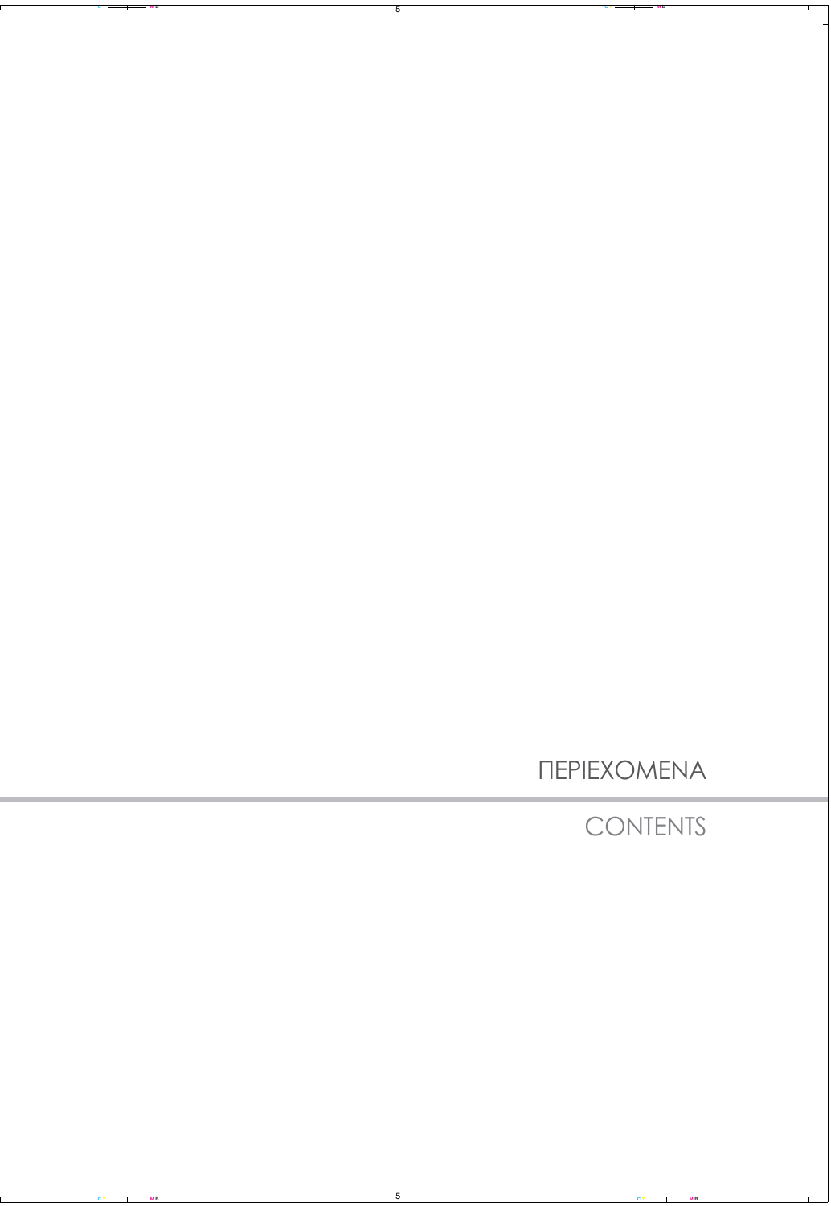# ΠΕΡΙΕΧΟΜΕΝΑ

# CONTENTS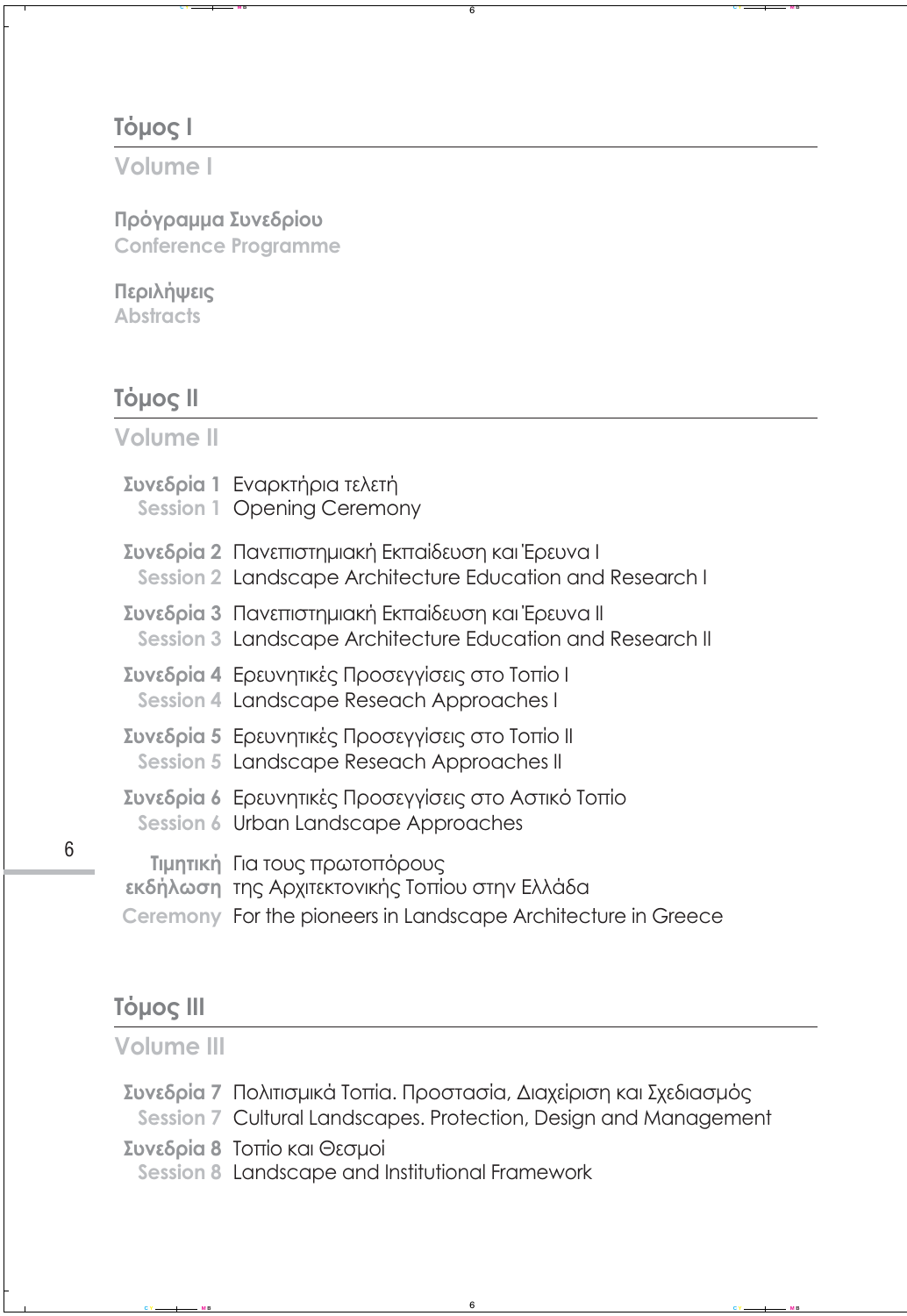## Τόμος I

## Volume I

**Πρόγραμμα Συνεδρίου**
**Conference Programme**

**Περιλήψεις**
**Abstracts**

## Τόμος II

## Volume II

**Συνεδρία 1** Εναρκτήρια τελετή
**Session 1** Opening Ceremony

**Συνεδρία 2** Πανεπιστημιακή Εκπαίδευση και Έρευνα I
**Session 2** Landscape Architecture Education and Research I

**Συνεδρία 3** Πανεπιστημιακή Εκπαίδευση και Έρευνα II
**Session 3** Landscape Architecture Education and Research II

**Συνεδρία 4** Ερευνητικές Προσεγγίσεις στο Τοπίο I
**Session 4** Landscape Reseach Approaches I

**Συνεδρία 5** Ερευνητικές Προσεγγίσεις στο Τοπίο II
**Session 5** Landscape Reseach Approaches II

**Συνεδρία 6** Ερευνητικές Προσεγγίσεις στο Αστικό Τοπίο
**Session 6** Urban Landscape Approaches

**Τιμητική εκδήλωση** Για τους πρωτοπόρους της Αρχιτεκτονικής Τοπίου στην Ελλάδα
**Ceremony** For the pioneers in Landscape Architecture in Greece

## Τόμος III

## Volume III

**Συνεδρία 7** Πολιτισμικά Τοπία. Προστασία, Διαχείριση και Σχεδιασμός
**Session 7** Cultural Landscapes. Protection, Design and Management

**Συνεδρία 8** Τοπίο και Θεσμοί
**Session 8** Landscape and Institutional Framework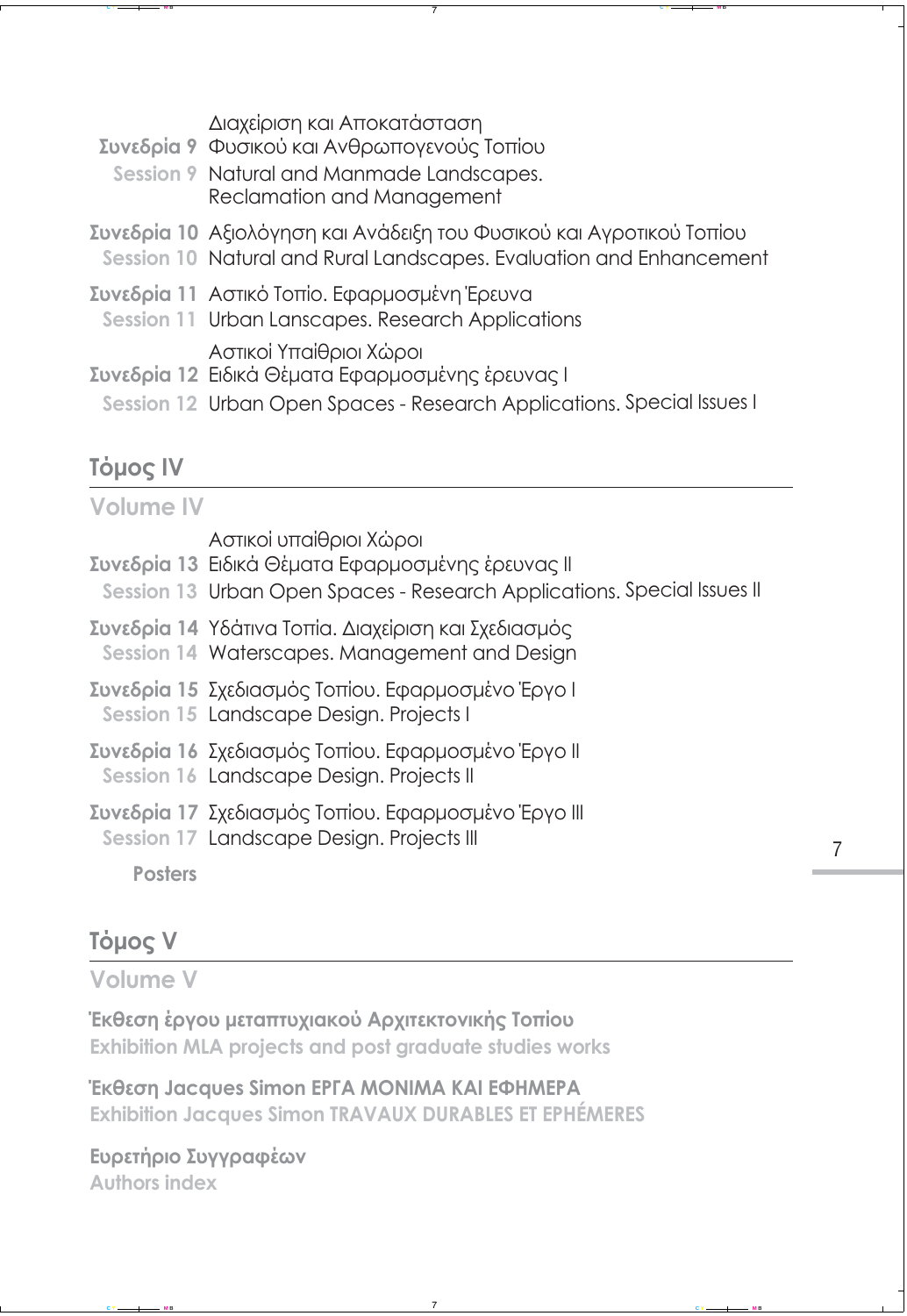**Συνεδρία 9** Διαχείριση και Αποκατάσταση Φυσικού και Ανθρωπογενούς Τοπίου
**Session 9** Natural and Manmade Landscapes. Reclamation and Management

**Συνεδρία 10** Αξιολόγηση και Ανάδειξη του Φυσικού και Αγροτικού Τοπίου
**Session 10** Natural and Rural Landscapes. Evaluation and Enhancement

**Συνεδρία 11** Αστικό Τοπίο. Εφαρμοσμένη Έρευνα
**Session 11** Urban Lanscapes. Research Applications

**Συνεδρία 12** Αστικοί Υπαίθριοι Χώροι Ειδικά Θέματα Εφαρμοσμένης έρευνας I
**Session 12** Urban Open Spaces - Research Applications. Special Issues I

## Τόμος IV

## Volume IV

**Συνεδρία 13** Αστικοί υπαίθριοι Χώροι Ειδικά Θέματα Εφαρμοσμένης έρευνας II
**Session 13** Urban Open Spaces - Research Applications. Special Issues II

**Συνεδρία 14** Υδάτινα Τοπία. Διαχείριση και Σχεδιασμός
**Session 14** Waterscapes. Management and Design

**Συνεδρία 15** Σχεδιασμός Τοπίου. Εφαρμοσμένο Έργο I
**Session 15** Landscape Design. Projects I

**Συνεδρία 16** Σχεδιασμός Τοπίου. Εφαρμοσμένο Έργο II
**Session 16** Landscape Design. Projects II

**Συνεδρία 17** Σχεδιασμός Τοπίου. Εφαρμοσμένο Έργο III
**Session 17** Landscape Design. Projects III

**Posters**

## Τόμος V

## Volume V

**Έκθεση έργου μεταπτυχιακού Αρχιτεκτονικής Τοπίου**
**Exhibition MLA projects and post graduate studies works**

**Έκθεση Jacques Simon ΕΡΓΑ ΜΟΝΙΜΑ ΚΑΙ ΕΦΗΜΕΡΑ**
**Exhibition Jacques Simon TRAVAUX DURABLES ET EPHÉMERES**

**Ευρετήριο Συγγραφέων**
**Authors index**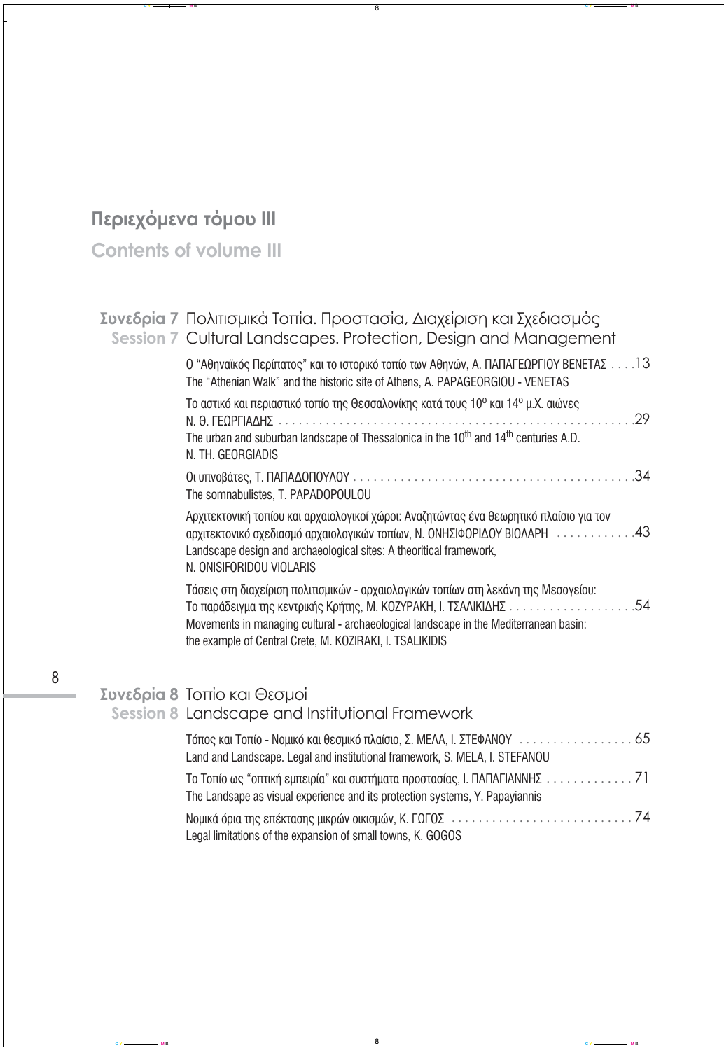# Περιεχόμενα τόμου III

## Contents of volume III

### Συνεδρία 7 Πολιτισμικά Τοπία. Προστασία, Διαχείριση και Σχεδιασμός
### Session 7 Cultural Landscapes. Protection, Design and Management

Ο "Αθηναϊκός Περίπατος" και το ιστορικό τοπίο των Αθηνών, Α. ΠΑΠΑΓΕΩΡΓΙΟΥ ΒΕΝΕΤΑΣ . . . . 13
The "Athenian Walk" and the historic site of Athens, A. PAPAGEORGIOU - VENETAS

Το αστικό και περιαστικό τοπίο της Θεσσαλονίκης κατά τους 10ο και 14ο μ.Χ. αιώνες
Ν. Θ. ΓΕΩΡΓΙΑΔΗΣ . . . . . . . . . . . . . . . . . . . . . . . . . . . . . . . . . . . . . . . . . . . . . . . . . . . . 29
The urban and suburban landscape of Thessalonica in the 10th and 14th centuries A.D.
N. TH. GEORGIADIS

Οι υπνοβάτες, Τ. ΠΑΠΑΔΟΠΟΥΛΟΥ . . . . . . . . . . . . . . . . . . . . . . . . . . . . . . . . . . . . . . . . . . 34
The somnabulistes, T. PAPADOPOULOU

Αρχιτεκτονική τοπίου και αρχαιολογικοί χώροι: Αναζητώντας ένα θεωρητικό πλαίσιο για τον αρχιτεκτονικό σχεδιασμό αρχαιολογικών τοπίων, Ν. ΟΝΗΣΙΦΟΡΙΔΟΥ ΒΙΟΛΑΡΗ . . . . . . . . . . . 43
Landscape design and archaeological sites: A theoritical framework,
N. ONISIFORIDOU VIOLARIS

Τάσεις στη διαχείριση πολιτισμικών - αρχαιολογικών τοπίων στη λεκάνη της Μεσογείου:
Το παράδειγμα της κεντρικής Κρήτης, Μ. ΚΟΖΥΡΑΚΗ, Ι. ΤΣΑΛΙΚΙΔΗΣ . . . . . . . . . . . . . . . . . . . 54
Movements in managing cultural - archaeological landscape in the Mediterranean basin:
the example of Central Crete, M. KOZIRAKI, I. TSALIKIDIS

### Συνεδρία 8 Τοπίο και Θεσμοί
### Session 8 Landscape and Institutional Framework

Τόπος και Τοπίο - Νομικό και θεσμικό πλαίσιο, Σ. ΜΕΛΑ, Ι. ΣΤΕΦΑΝΟΥ . . . . . . . . . . . . . . . . . 65
Land and Landscape. Legal and institutional framework, S. MELA, I. STEFANOU

Το Τοπίο ως "οπτική εμπειρία" και συστήματα προστασίας, Ι. ΠΑΠΑΓΙΑΝΝΗΣ . . . . . . . . . . . . . 71
The Landsape as visual experience and its protection systems, Y. Papayiannis

Νομικά όρια της επέκτασης μικρών οικισμών, Κ. ΓΩΓΟΣ . . . . . . . . . . . . . . . . . . . . . . . . . . . 74
Legal limitations of the expansion of small towns, K. GOGOS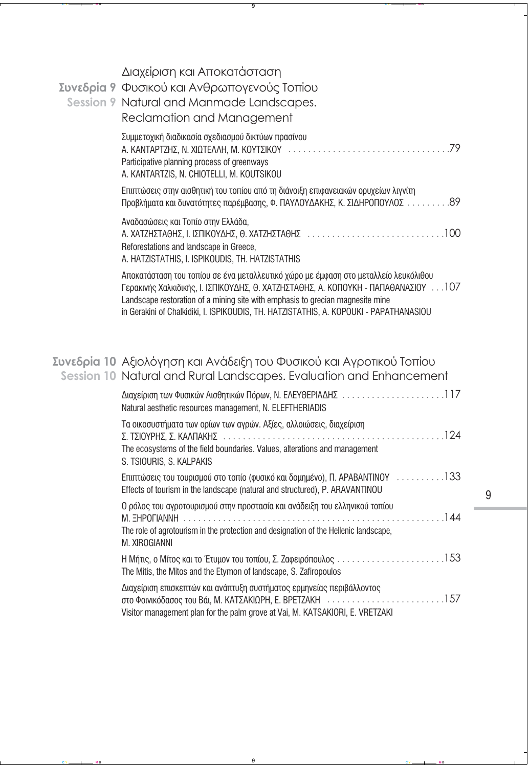## Συνεδρία 9 Διαχείριση και Αποκατάσταση Φυσικού και Ανθρωπογενούς Τοπίου
## Session 9 Natural and Manmade Landscapes. Reclamation and Management

Συμμετοχική διαδικασία σχεδιασμού δικτύων πρασίνου
Α. ΚΑΝΤΑΡΤΖΗΣ, Ν. ΧΙΩΤΕΛΛΗ, Μ. ΚΟΥΤΣΙΚΟΥ . . . . . . . . . . . . . . . . . . . . . . . . . . . . . . . .79
Participative planning process of greenways
A. KANTARTZIS, N. CHIOTELLI, M. KOUTSIKOU

Επιπτώσεις στην αισθητική του τοπίου από τη διάνοιξη επιφανειακών ορυχείων λιγνίτη
Προβλήματα και δυνατότητες παρέμβασης, Φ. ΠΑΥΛΟΥΔΑΚΗΣ, Κ. ΣΙΔΗΡΟΠΟΥΛΟΣ . . . . . . . . .89

Αναδασώσεις και Τοπίο στην Ελλάδα,
Α. ΧΑΤΖΗΣΤΑΘΗΣ, Ι. ΙΣΠΙΚΟΥΔΗΣ, Θ. ΧΑΤΖΗΣΤΑΘΗΣ . . . . . . . . . . . . . . . . . . . . . . . . . . . .100
Reforestations and landscape in Greece,
A. HATZISTATHIS, I. ISPIKOUDIS, TH. HATZISTATHIS

Αποκατάσταση του τοπίου σε ένα μεταλλευτικό χώρο με έμφαση στο μεταλλείο λευκόλιθου
Γερακινής Χαλκιδικής, Ι. ΙΣΠΙΚΟΥΔΗΣ, Θ. ΧΑΤΖΗΣΤΑΘΗΣ, Α. ΚΟΠΟΥΚΗ - ΠΑΠΑΘΑΝΑΣΙΟΥ . . .107
Landscape restoration of a mining site with emphasis to grecian magnesite mine
in Gerakini of Chalkidiki, I. ISPIKOUDIS, TH. HATZISTATHIS, A. KOPOUKI - PAPATHANASIOU

## Συνεδρία 10 Αξιολόγηση και Ανάδειξη του Φυσικού και Αγροτικού Τοπίου
## Session 10 Natural and Rural Landscapes. Evaluation and Enhancement

Διαχείριση των Φυσικών Αισθητικών Πόρων, Ν. ΕΛΕΥΘΕΡΙΑΔΗΣ . . . . . . . . . . . . . . . . . . . . .117
Natural aesthetic resources management, N. ELEFTHERIADIS

Τα οικοσυστήματα των ορίων των αγρών. Αξίες, αλλοιώσεις, διαχείριση
Σ. ΤΣΙΟΥΡΗΣ, Σ. ΚΑΛΠΑΚΗΣ . . . . . . . . . . . . . . . . . . . . . . . . . . . . . . . . . . . . . . . . . . . . .124
The ecosystems of the field boundaries. Values, alterations and management
S. TSIOURIS, S. KALPAKIS

Επιπτώσεις του τουρισμού στο τοπίο (φυσικό και δομημένο), Π. ΑΡΑΒΑΝΤΙΝΟΥ . . . . . . . . . .133
Effects of tourism in the landscape (natural and structured), P. ARAVANTINOU

Ο ρόλος του αγροτουρισμού στην προστασία και ανάδειξη του ελληνικού τοπίου
Μ. ΞΗΡΟΓΙΑΝΝΗ . . . . . . . . . . . . . . . . . . . . . . . . . . . . . . . . . . . . . . . . . . . . . . . . . . . . .144
The role of agrotourism in the protection and designation of the Hellenic landscape,
M. XIROGIANNI

Η Μήτις, ο Μίτος και το Έτυμον του τοπίου, Σ. Ζαφειρόπουλος . . . . . . . . . . . . . . . . . . . . . .153
The Mitis, the Mitos and the Etymon of landscape, S. Zafiropoulos

Διαχείριση επισκεπτών και ανάπτυξη συστήματος ερμηνείας περιβάλλοντος
στο Φοινικόδασος του Βάι, Μ. ΚΑΤΣΑΚΙΩΡΗ, Ε. ΒΡΕΤΖΑΚΗ . . . . . . . . . . . . . . . . . . . . . . . .157
Visitor management plan for the palm grove at Vai, M. KATSAKIORI, E. VRETZAKI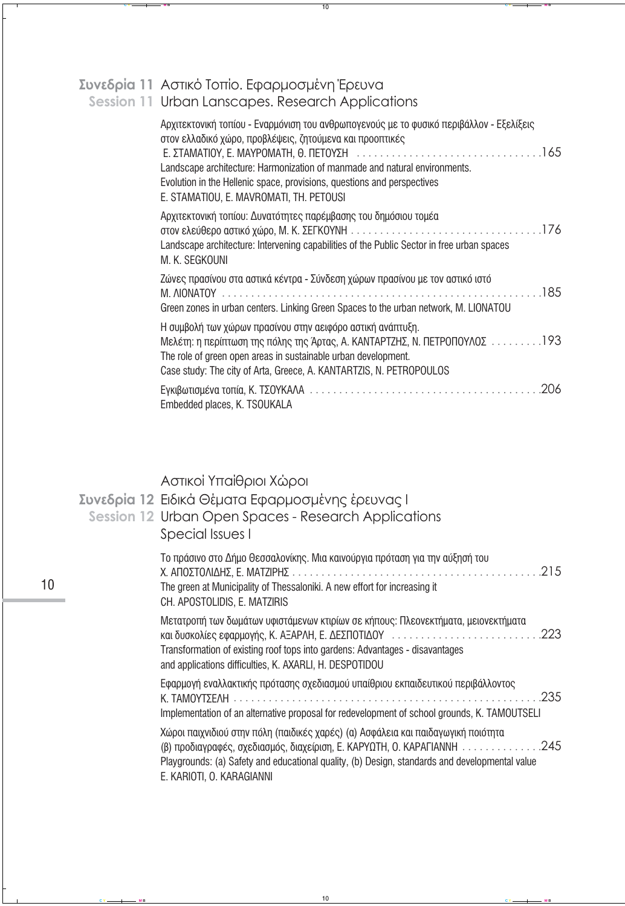## Συνεδρία 11 Αστικό Τοπίο. Εφαρμοσμένη Έρευνα
## Session 11 Urban Lanscapes. Research Applications

Αρχιτεκτονική τοπίου - Εναρμόνιση του ανθρωπογενούς με το φυσικό περιβάλλον - Εξελίξεις στον ελλαδικό χώρο, προβλέψεις, ζητούμενα και προοπτικές
Ε. ΣΤΑΜΑΤΙΟΥ, Ε. ΜΑΥΡΟΜΑΤΗ, Θ. ΠΕΤΟΥΣΗ ....165
Landscape architecture: Harmonization of manmade and natural environments.
Evolution in the Hellenic space, provisions, questions and perspectives
E. STAMATIOU, E. MAVROMATI, TH. PETOUSI

Αρχιτεκτονική τοπίου: Δυνατότητες παρέμβασης του δημόσιου τομέα στον ελεύθερο αστικό χώρο, Μ. Κ. ΣΕΓΚΟΥΝΗ ....176
Landscape architecture: Intervening capabilities of the Public Sector in free urban spaces
M. K. SEGKOUNI

Ζώνες πρασίνου στα αστικά κέντρα - Σύνδεση χώρων πρασίνου με τον αστικό ιστό
Μ. ΛΙΟΝΑΤΟΥ ....185
Green zones in urban centers. Linking Green Spaces to the urban network, M. LIONATOU

Η συμβολή των χώρων πρασίνου στην αειφόρο αστική ανάπτυξη.
Μελέτη: η περίπτωση της πόλης της Άρτας, Α. ΚΑΝΤΑΡΤΖΗΣ, Ν. ΠΕΤΡΟΠΟΥΛΟΣ ....193
The role of green open areas in sustainable urban development.
Case study: The city of Arta, Greece, A. KANTARTZIS, N. PETROPOULOS

Εγκιβωτισμένα τοπία, Κ. ΤΣΟΥΚΑΛΑ ....206
Embedded places, K. TSOUKALA

## Αστικοί Υπαίθριοι Χώροι
## Συνεδρία 12 Ειδικά Θέματα Εφαρμοσμένης έρευνας I
## Session 12 Urban Open Spaces - Research Applications Special Issues I

Το πράσινο στο Δήμο Θεσσαλονίκης. Μια καινούργια πρόταση για την αύξησή του
Χ. ΑΠΟΣΤΟΛΙΔΗΣ, Ε. ΜΑΤΖΙΡΗΣ ....215
The green at Municipality of Thessaloniki. A new effort for increasing it
CH. APOSTOLIDIS, E. MATZIRIS

Μετατροπή των δωμάτων υφιστάμενων κτιρίων σε κήπους: Πλεονεκτήματα, μειονεκτήματα και δυσκολίες εφαρμογής, Κ. ΑΞΑΡΛΗ, Ε. ΔΕΣΠΟΤΙΔΟΥ ....223
Transformation of existing roof tops into gardens: Advantages - disavantages and applications difficulties, K. AXARLI, H. DESPOTIDOU

Εφαρμογή εναλλακτικής πρότασης σχεδιασμού υπαίθριου εκπαιδευτικού περιβάλλοντος
Κ. ΤΑΜΟΥΤΣΕΛΗ ....235
Implementation of an alternative proposal for redevelopment of school grounds, K. TAMOUTSELI

Χώροι παιχνιδιού στην πόλη (παιδικές χαρές) (α) Ασφάλεια και παιδαγωγική ποιότητα (β) προδιαγραφές, σχεδιασμός, διαχείριση, Ε. ΚΑΡΥΩΤΗ, Ο. ΚΑΡΑΓΙΑΝΝΗ ....245
Playgrounds: (a) Safety and educational quality, (b) Design, standards and developmental value
E. KARIOTI, O. KARAGIANNI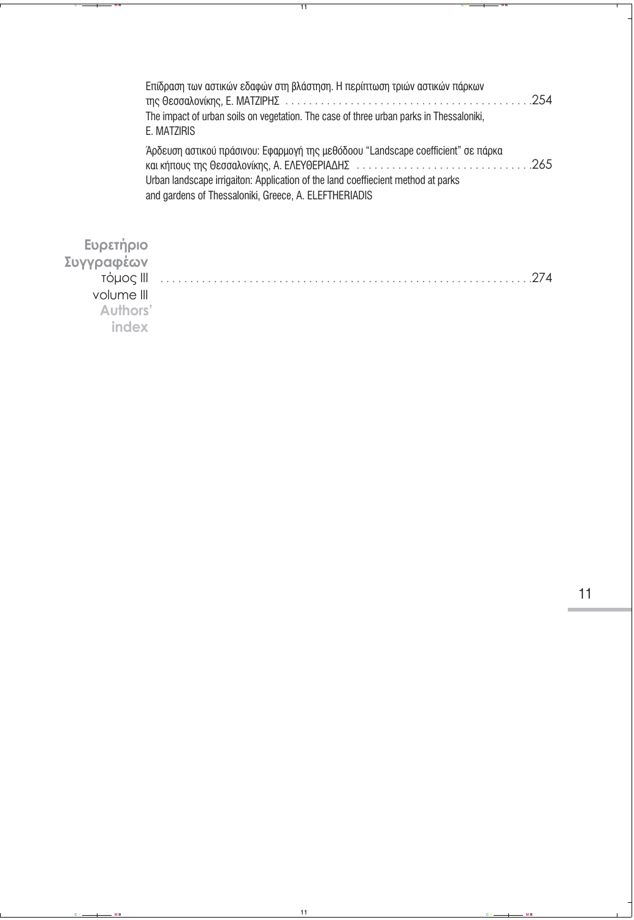Επίδραση των αστικών εδαφών στη βλάστηση. Η περίπτωση τριών αστικών πάρκων της Θεσσαλονίκης, Ε. ΜΑΤΖΙΡΗΣ . . . . . . . . . . . . . . . . . . . . . . . . . . . . . . . . . . . . . . . . . 254
The impact of urban soils on vegetation. The case of three urban parks in Thessaloniki, E. MATZIRIS

Άρδευση αστικού πράσινου: Εφαρμογή της μεθόδοου "Landscape coefficient" σε πάρκα και κήπους της Θεσσαλονίκης, Α. ΕΛΕΥΘΕΡΙΑΔΗΣ . . . . . . . . . . . . . . . . . . . . . . . . . . . . . 265
Urban landscape irrigaiton: Application of the land coeffiecient method at parks and gardens of Thessaloniki, Greece, A. ELEFTHERIADIS

**Ευρετήριο Συγγραφέων**
τόμος III
volume III
**Authors' index** . . . . . . . . . . . . . . . . . . . . . . . . . . . . . . . . . . . . . . . . . . . . . . . . . . . . . . . . . . 274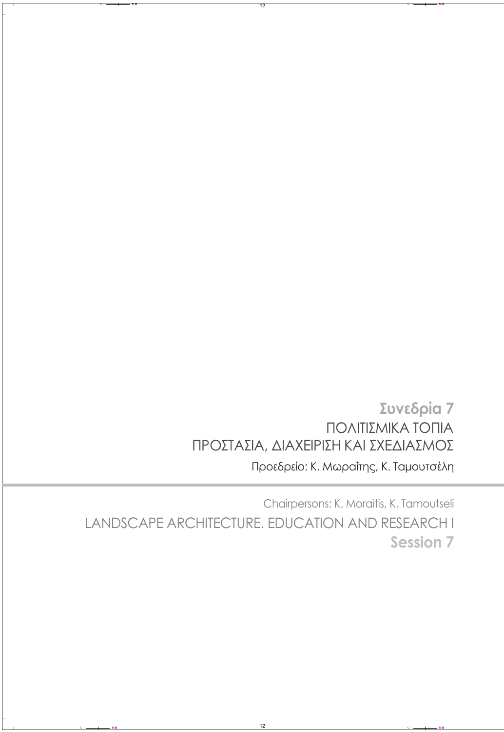## Συνεδρία 7

ΠΟΛΙΤΙΣΜΙΚΑ ΤΟΠΙΑ
ΠΡΟΣΤΑΣΙΑ, ΔΙΑΧΕΙΡΙΣΗ ΚΑΙ ΣΧΕΔΙΑΣΜΟΣ

Προεδρείο: Κ. Μωραΐτης, Κ. Ταμουτσέλη

Chairpersons: K. Moraitis, K. Tamoutseli

LANDSCAPE ARCHITECTURE. EDUCATION AND RESEARCH I

## Session 7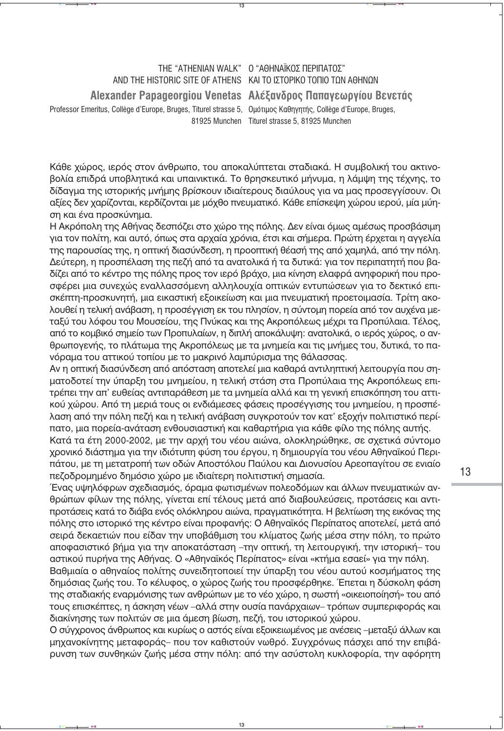# THE "ATHENIAN WALK" AND THE HISTORIC SITE OF ATHENS
# Ο "ΑΘΗΝΑΪΚΟΣ ΠΕΡΙΠΑΤΟΣ" ΚΑΙ ΤΟ ΙΣΤΟΡΙΚΟ ΤΟΠΙΟ ΤΩΝ ΑΘΗΝΩΝ

**Alexander Papageorgiou Venetas**
**Αλέξανδρος Παπαγεωργίου Βενετάς**

Professor Emeritus, Collège d'Europe, Bruges, Titurel strasse 5, 81925 Munchen

Ομότιμος Καθηγητής, Collège d'Europe, Bruges, Titurel strasse 5, 81925 Munchen

Κάθε χώρος, ιερός στον άνθρωπο, του αποκαλύπτεται σταδιακά. Η συμβολική του ακτινοβολία επιδρά υποβλητικά και υπαινικτικά. Το θρησκευτικό μήνυμα, η λάμψη της τέχνης, το δίδαγμα της ιστορικής μνήμης βρίσκουν ιδιαίτερους διαύλους για να μας προσεγγίσουν. Οι αξίες δεν χαρίζονται, κερδίζονται με μόχθο πνευματικό. Κάθε επίσκεψη χώρου ιερού, μία μύηση και ένα προσκύνημα.

Η Ακρόπολη της Αθήνας δεσπόζει στο χώρο της πόλης. Δεν είναι όμως αμέσως προσβάσιμη για τον πολίτη, και αυτό, όπως στα αρχαία χρόνια, έτσι και σήμερα. Πρώτη έρχεται η αγγελία της παρουσίας της, η οπτική διασύνδεση, η προοπτική θέασή της από χαμηλά, από την πόλη. Δεύτερη, η προσπέλαση της πεζή από τα ανατολικά ή τα δυτικά: για τον περιπατητή που βαδίζει από το κέντρο της πόλης προς τον ιερό βράχο, μια κίνηση ελαφρά ανηφορική που προσφέρει μια συνεχώς εναλλασσόμενη αλληλουχία οπτικών εντυπώσεων για το δεκτικό επισκέπτη-προσκυνητή, μια εικαστική εξοικείωση και μια πνευματική προετοιμασία. Τρίτη ακολουθεί η τελική ανάβαση, η προσέγγιση εκ του πλησίον, η σύντομη πορεία από τον αυχένα μεταξύ του λόφου του Μουσείου, της Πνύκας και της Ακροπόλεως μέχρι τα Προπύλαια. Τέλος, από το κομβικό σημείο των Προπυλαίων, η διπλή αποκάλυψη: ανατολικά, ο ιερός χώρος, ο ανθρωπογενής, το πλάτωμα της Ακροπόλεως με τα μνημεία και τις μνήμες του, δυτικά, το πανόραμα του αττικού τοπίου με το μακρινό λαμπύρισμα της θάλασσας.

Αν η οπτική διασύνδεση από απόσταση αποτελεί μια καθαρά αντιληπτική λειτουργία που σηματοδοτεί την ύπαρξη του μνημείου, η τελική στάση στα Προπύλαια της Ακροπόλεως επιτρέπει την απ' ευθείας αντιπαράθεση με τα μνημεία αλλά και τη γενική επισκόπηση του αττικού χώρου. Από τη μεριά τους οι ενδιάμεσες φάσεις προσέγγισης του μνημείου, η προσπέλαση από την πόλη πεζή και η τελική ανάβαση συγκροτούν τον κατ' εξοχήν πολιτιστικό περίπατο, μια πορεία-ανάταση ενθουσιαστική και καθαρτήρια για κάθε φίλο της πόλης αυτής.

Κατά τα έτη 2000-2002, με την αρχή του νέου αιώνα, ολοκληρώθηκε, σε σχετικά σύντομο χρονικό διάστημα για την ιδιότυπη φύση του έργου, η δημιουργία του νέου Αθηναϊκού Περιπάτου, με τη μετατροπή των οδών Αποστόλου Παύλου και Διονυσίου Αρεοπαγίτου σε ενιαίο πεζοδρομημένο δημόσιο χώρο με ιδιαίτερη πολιτιστική σημασία.

Ένας υψηλόφρων σχεδιασμός, όραμα φωτισμένων πολεοδόμων και άλλων πνευματικών ανθρώπων φίλων της πόλης, γίνεται επί τέλους μετά από διαβουλεύσεις, προτάσεις και αντιπροτάσεις κατά το διάβα ενός ολόκληρου αιώνα, πραγματικότητα. Η βελτίωση της εικόνας της πόλης στο ιστορικό της κέντρο είναι προφανής: Ο Αθηναϊκός Περίπατος αποτελεί, μετά από σειρά δεκαετιών που είδαν την υποβάθμιση του κλίματος ζωής μέσα στην πόλη, το πρώτο αποφασιστικό βήμα για την αποκατάσταση –την οπτική, τη λειτουργική, την ιστορική– του αστικού πυρήνα της Αθήνας. Ο «Αθηναϊκός Περίπατος» είναι «κτήμα εσαεί» για την πόλη.

Βαθμιαία ο αθηναίος πολίτης συνειδητοποιεί την ύπαρξη του νέου αυτού κοσμήματος της δημόσιας ζωής του. Το κέλυφος, ο χώρος ζωής του προσφέρθηκε. Έπεται η δύσκολη φάση της σταδιακής εναρμόνισης των ανθρώπων με το νέο χώρο, η σωστή «οικειοποίηση» του από τους επισκέπτες, η άσκηση νέων –αλλά στην ουσία πανάρχαιων– τρόπων συμπεριφοράς και διακίνησης των πολιτών σε μια άμεση βίωση, πεζή, του ιστορικού χώρου.

Ο σύγχρονος άνθρωπος και κυρίως ο αστός είναι εξοικειωμένος με ανέσεις –μεταξύ άλλων και μηχανοκίνητης μεταφοράς– που τον καθιστούν νωθρό. Συγχρόνως πάσχει από την επιβάρυνση των συνθηκών ζωής μέσα στην πόλη: από την ασύστολη κυκλοφορία, την αφόρητη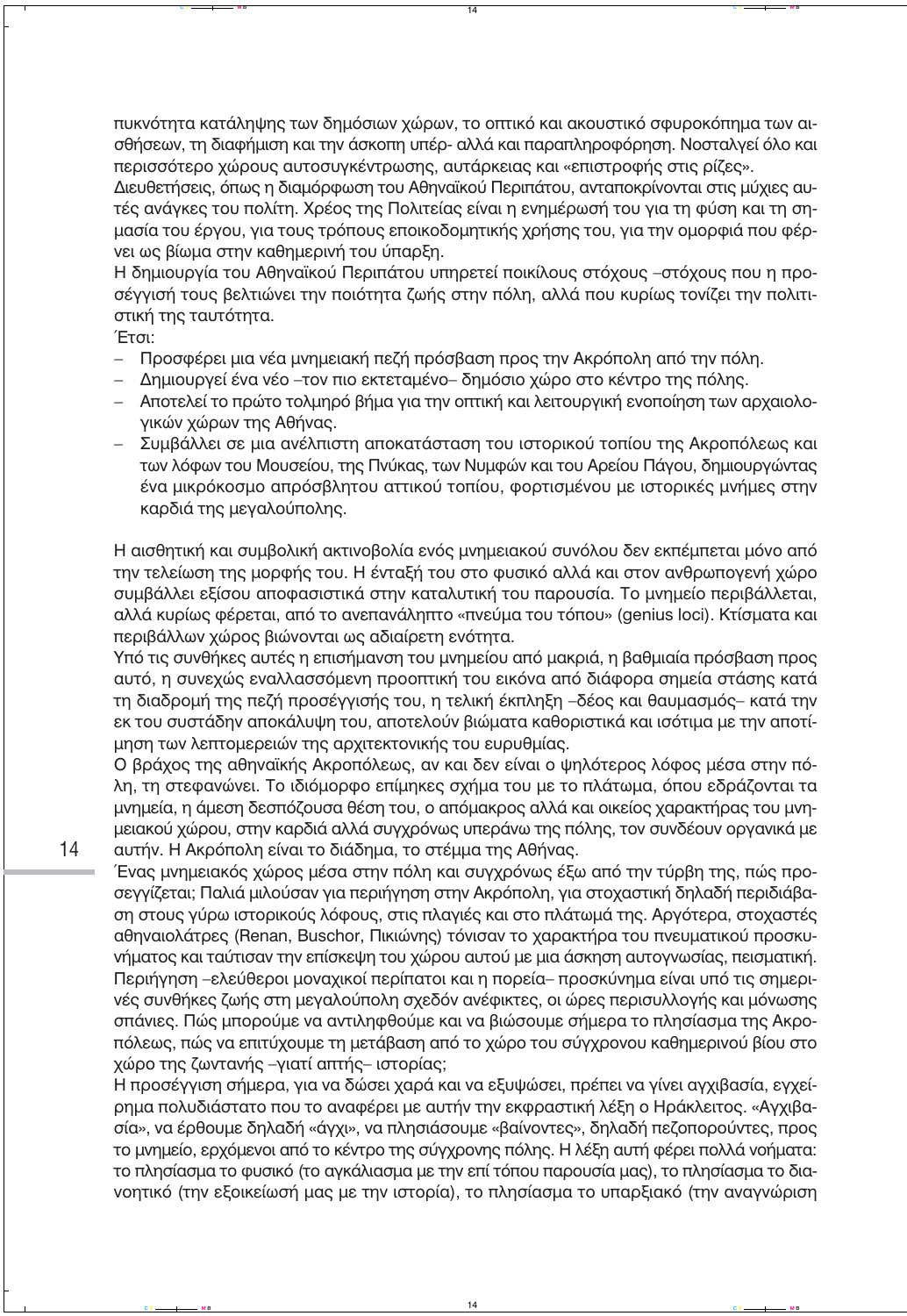πυκνότητα κατάληψης των δημόσιων χώρων, το οπτικό και ακουστικό σφυροκόπημα των αισθήσεων, τη διαφήμιση και την άσκοπη υπέρ- αλλά και παραπληροφόρηση. Νοσταλγεί όλο και περισσότερο χώρους αυτοσυγκέντρωσης, αυτάρκειας και «επιστροφής στις ρίζες».

Διευθετήσεις, όπως η διαμόρφωση του Αθηναϊκού Περιπάτου, ανταποκρίνονται στις μύχιες αυτές ανάγκες του πολίτη. Χρέος της Πολιτείας είναι η ενημέρωσή του για τη φύση και τη σημασία του έργου, για τους τρόπους εποικοδομητικής χρήσης του, για την ομορφιά που φέρνει ως βίωμα στην καθημερινή του ύπαρξη.

Η δημιουργία του Αθηναϊκού Περιπάτου υπηρετεί ποικίλους στόχους –στόχους που η προσέγγισή τους βελτιώνει την ποιότητα ζωής στην πόλη, αλλά που κυρίως τονίζει την πολιτιστική της ταυτότητα.

Έτσι:

- Προσφέρει μια νέα μνημειακή πεζή πρόσβαση προς την Ακρόπολη από την πόλη.
- Δημιουργεί ένα νέο –τον πιο εκτεταμένο– δημόσιο χώρο στο κέντρο της πόλης.
- Αποτελεί το πρώτο τολμηρό βήμα για την οπτική και λειτουργική ενοποίηση των αρχαιολογικών χώρων της Αθήνας.
- Συμβάλλει σε μια ανέλπιστη αποκατάσταση του ιστορικού τοπίου της Ακροπόλεως και των λόφων του Μουσείου, της Πνύκας, των Νυμφών και του Αρείου Πάγου, δημιουργώντας ένα μικρόκοσμο απρόσβλητου αττικού τοπίου, φορτισμένου με ιστορικές μνήμες στην καρδιά της μεγαλούπολης.

Η αισθητική και συμβολική ακτινοβολία ενός μνημειακού συνόλου δεν εκπέμπεται μόνο από την τελείωση της μορφής του. Η ένταξή του στο φυσικό αλλά και στον ανθρωπογενή χώρο συμβάλλει εξίσου αποφασιστικά στην καταλυτική του παρουσία. Το μνημείο περιβάλλεται, αλλά κυρίως φέρεται, από το ανεπανάληπτο «πνεύμα του τόπου» (genius loci). Κτίσματα και περιβάλλων χώρος βιώνονται ως αδιαίρετη ενότητα.

Υπό τις συνθήκες αυτές η επισήμανση του μνημείου από μακριά, η βαθμιαία πρόσβαση προς αυτό, η συνεχώς εναλλασσόμενη προοπτική του εικόνα από διάφορα σημεία στάσης κατά τη διαδρομή της πεζή προσέγγισής του, η τελική έκπληξη –δέος και θαυμασμός– κατά την εκ του συστάδην αποκάλυψη του, αποτελούν βιώματα καθοριστικά και ισότιμα με την αποτίμηση των λεπτομερειών της αρχιτεκτονικής του ευρυθμίας.

Ο βράχος της αθηναϊκής Ακροπόλεως, αν και δεν είναι ο ψηλότερος λόφος μέσα στην πόλη, τη στεφανώνει. Το ιδιόμορφο επίμηκες σχήμα του με το πλάτωμα, όπου εδράζονται τα μνημεία, η άμεση δεσπόζουσα θέση του, ο απόμακρος αλλά και οικείος χαρακτήρας του μνημειακού χώρου, στην καρδιά αλλά συγχρόνως υπεράνω της πόλης, τον συνδέουν οργανικά με αυτήν. Η Ακρόπολη είναι το διάδημα, το στέμμα της Αθήνας.

Ένας μνημειακός χώρος μέσα στην πόλη και συγχρόνως έξω από την τύρβη της, πώς προσεγγίζεται; Παλιά μιλούσαν για περιήγηση στην Ακρόπολη, για στοχαστική δηλαδή περιδιάβαση στους γύρω ιστορικούς λόφους, στις πλαγιές και στο πλάτωμά της. Αργότερα, στοχαστές αθηναιολάτρες (Renan, Buschor, Πικιώνης) τόνισαν το χαρακτήρα του πνευματικού προσκυνήματος και ταύτισαν την επίσκεψη του χώρου αυτού με μια άσκηση αυτογνωσίας, πεισματική. Περιήγηση –ελεύθεροι μοναχικοί περίπατοι και η πορεία– προσκύνημα είναι υπό τις σημερινές συνθήκες ζωής στη μεγαλούπολη σχεδόν ανέφικτες, οι ώρες περισυλλογής και μόνωσης σπάνιες. Πώς μπορούμε να αντιληφθούμε και να βιώσουμε σήμερα το πλησίασμα της Ακροπόλεως, πώς να επιτύχουμε τη μετάβαση από το χώρο του σύγχρονου καθημερινού βίου στο χώρο της ζωντανής –γιατί απτής– ιστορίας;

Η προσέγγιση σήμερα, για να δώσει χαρά και να εξυψώσει, πρέπει να γίνει αγχιβασία, εγχείρημα πολυδιάστατο που το αναφέρει με αυτήν την εκφραστική λέξη ο Ηράκλειτος. «Αγχιβασία», να έρθουμε δηλαδή «άγχι», να πλησιάσουμε «βαίνοντες», δηλαδή πεζοπορούντες, προς το μνημείο, ερχόμενοι από το κέντρο της σύγχρονης πόλης. Η λέξη αυτή φέρει πολλά νοήματα: το πλησίασμα το φυσικό (το αγκάλιασμα με την επί τόπου παρουσία μας), το πλησίασμα το διανοητικό (την εξοικείωσή μας με την ιστορία), το πλησίασμα το υπαρξιακό (την αναγνώριση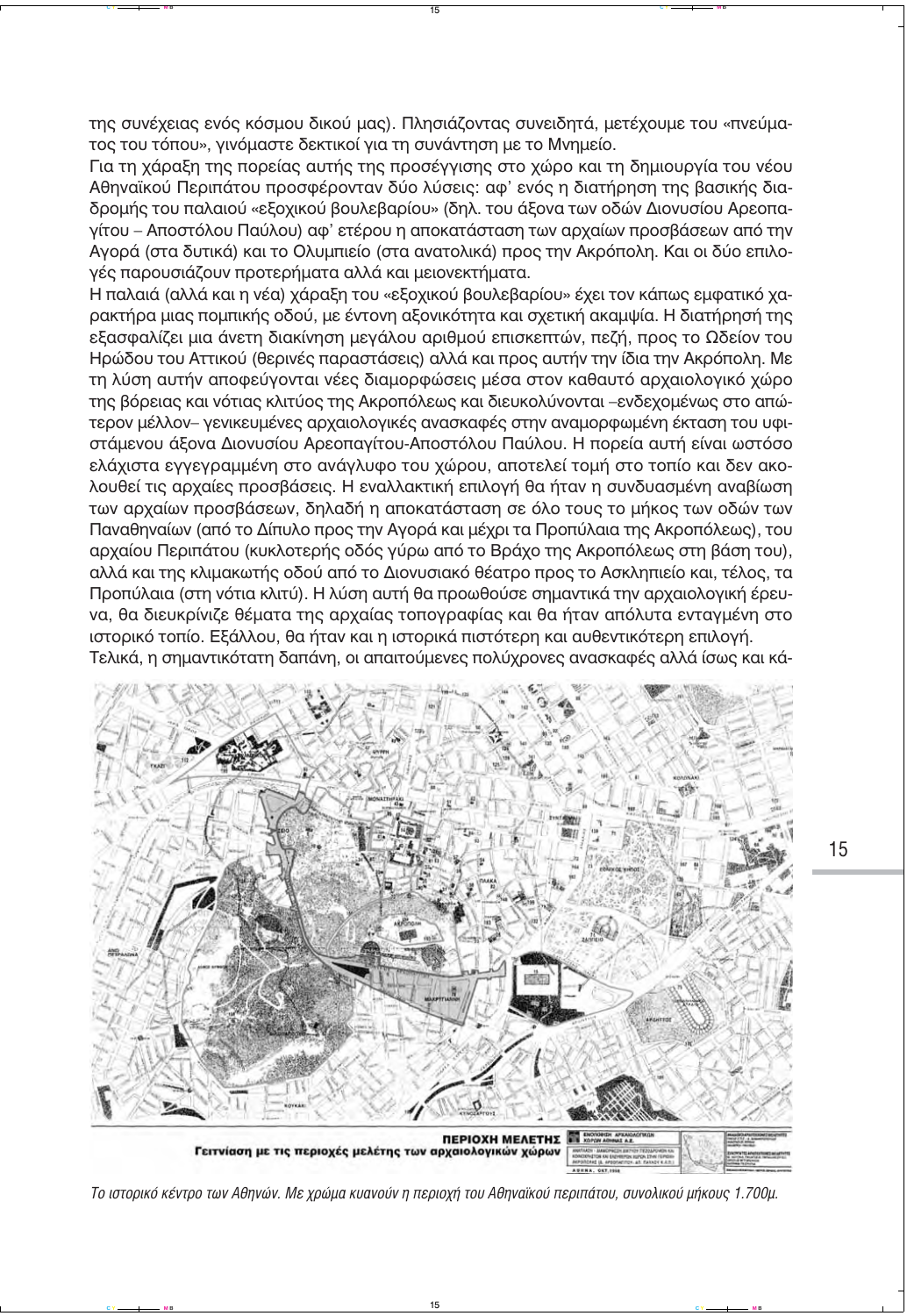της συνέχειας ενός κόσμου δικού μας). Πλησιάζοντας συνειδητά, μετέχουμε του «πνεύματος του τόπου», γινόμαστε δεκτικοί για τη συνάντηση με το Μνημείο.

Για τη χάραξη της πορείας αυτής της προσέγγισης στο χώρο και τη δημιουργία του νέου Αθηναϊκού Περιπάτου προσφέρονταν δύο λύσεις: αφ' ενός η διατήρηση της βασικής διαδρομής του παλαιού «εξοχικού βουλεβαρίου» (δηλ. του άξονα των οδών Διονυσίου Αρεοπαγίτου – Αποστόλου Παύλου) αφ' ετέρου η αποκατάσταση των αρχαίων προσβάσεων από την Αγορά (στα δυτικά) και το Ολυμπιείο (στα ανατολικά) προς την Ακρόπολη. Και οι δύο επιλογές παρουσιάζουν προτερήματα αλλά και μειονεκτήματα.

Η παλαιά (αλλά και η νέα) χάραξη του «εξοχικού βουλεβαρίου» έχει τον κάπως εμφατικό χαρακτήρα μιας πομπικής οδού, με έντονη αξονικότητα και σχετική ακαμψία. Η διατήρησή της εξασφαλίζει μια άνετη διακίνηση μεγάλου αριθμού επισκεπτών, πεζή, προς το Ωδείον του Ηρώδου του Αττικού (θερινές παραστάσεις) αλλά και προς αυτήν την ίδια την Ακρόπολη. Με τη λύση αυτήν αποφεύγονται νέες διαμορφώσεις μέσα στον καθαυτό αρχαιολογικό χώρο της βόρειας και νότιας κλιτύος της Ακροπόλεως και διευκολύνονται –ενδεχομένως στο απώτερον μέλλον– γενικευμένες αρχαιολογικές ανασκαφές στην αναμορφωμένη έκταση του υφιστάμενου άξονα Διονυσίου Αρεοπαγίτου-Αποστόλου Παύλου. Η πορεία αυτή είναι ωστόσο ελάχιστα εγγεγραμμένη στο ανάγλυφο του χώρου, αποτελεί τομή στο τοπίο και δεν ακολουθεί τις αρχαίες προσβάσεις. Η εναλλακτική επιλογή θα ήταν η συνδυασμένη αναβίωση των αρχαίων προσβάσεων, δηλαδή η αποκατάσταση σε όλο τους το μήκος των οδών των Παναθηναίων (από το Δίπυλο προς την Αγορά και μέχρι τα Προπύλαια της Ακροπόλεως), του αρχαίου Περιπάτου (κυκλοτερής οδός γύρω από το Βράχο της Ακροπόλεως στη βάση του), αλλά και της κλιμακωτής οδού από το Διονυσιακό θέατρο προς το Ασκληπιείο και, τέλος, τα Προπύλαια (στη νότια κλιτύ). Η λύση αυτή θα προωθούσε σημαντικά την αρχαιολογική έρευνα, θα διευκρίνιζε θέματα της αρχαίας τοπογραφίας και θα ήταν απόλυτα ενταγμένη στο ιστορικό τοπίο. Εξάλλου, θα ήταν και η ιστορικά πιστότερη και αυθεντικότερη επιλογή.

Τελικά, η σημαντικότατη δαπάνη, οι απαιτούμενες πολύχρονες ανασκαφές αλλά ίσως και κά-

*Το ιστορικό κέντρο των Αθηνών. Με χρώμα κυανούν η περιοχή του Αθηναϊκού περιπάτου, συνολικού μήκους 1.700μ.*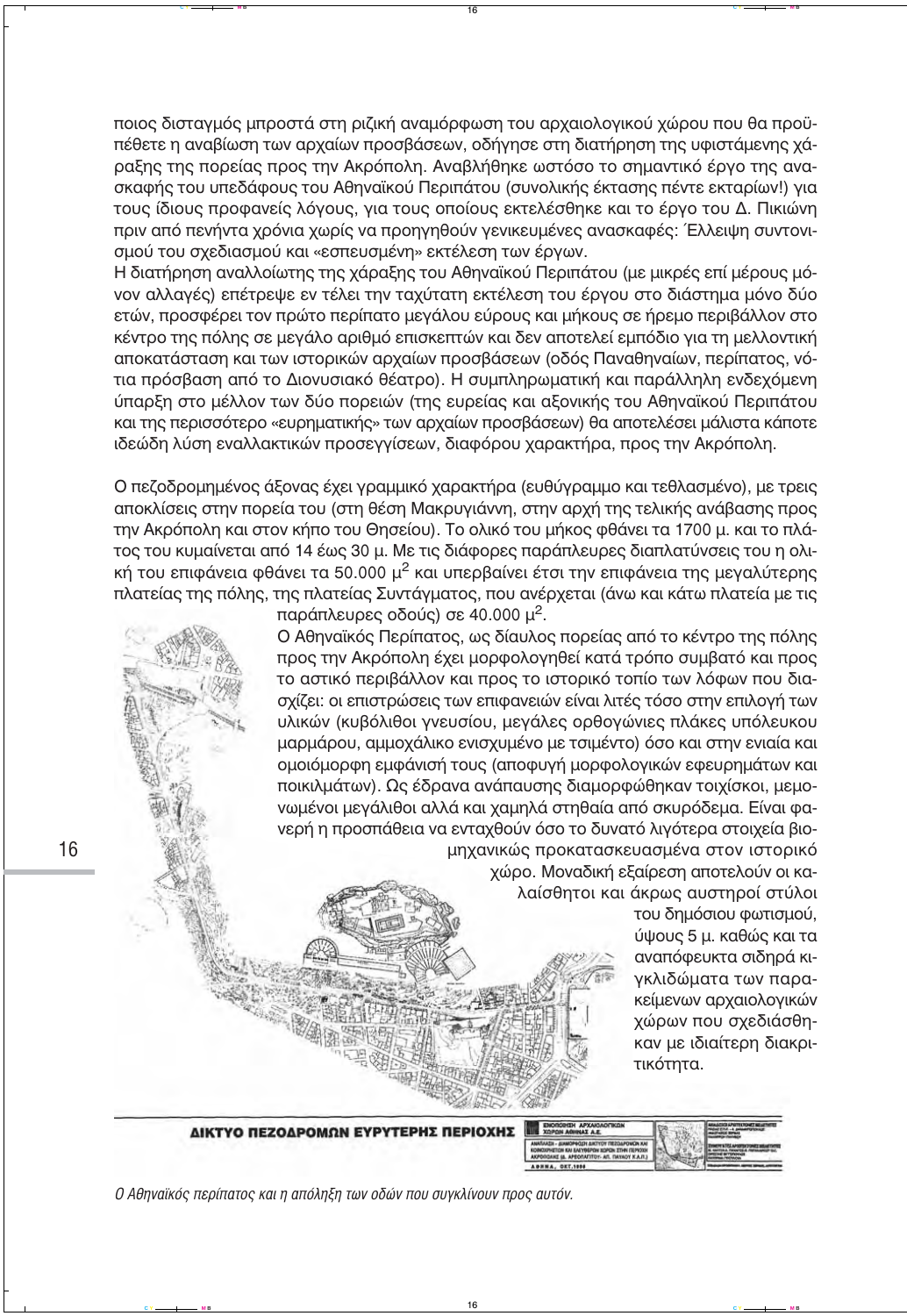ποιος δισταγμός μπροστά στη ριζική αναμόρφωση του αρχαιολογικού χώρου που θα προϋπέθετε η αναβίωση των αρχαίων προσβάσεων, οδήγησε στη διατήρηση της υφιστάμενης χάραξης της πορείας προς την Ακρόπολη. Αναβλήθηκε ωστόσο το σημαντικό έργο της ανασκαφής του υπεδάφους του Αθηναϊκού Περιπάτου (συνολικής έκτασης πέντε εκταρίων!) για τους ίδιους προφανείς λόγους, για τους οποίους εκτελέσθηκε και το έργο του Δ. Πικιώνη πριν από πενήντα χρόνια χωρίς να προηγηθούν γενικευμένες ανασκαφές: Έλλειψη συντονισμού του σχεδιασμού και «εσπευσμένη» εκτέλεση των έργων.

Η διατήρηση αναλλοίωτης της χάραξης του Αθηναϊκού Περιπάτου (με μικρές επί μέρους μόνον αλλαγές) επέτρεψε εν τέλει την ταχύτατη εκτέλεση του έργου στο διάστημα μόνο δύο ετών, προσφέρει τον πρώτο περίπατο μεγάλου εύρους και μήκους σε ήρεμο περιβάλλον στο κέντρο της πόλης σε μεγάλο αριθμό επισκεπτών και δεν αποτελεί εμπόδιο για τη μελλοντική αποκατάσταση και των ιστορικών αρχαίων προσβάσεων (οδός Παναθηναίων, περίπατος, νότια πρόσβαση από το Διονυσιακό θέατρο). Η συμπληρωματική και παράλληλη ενδεχόμενη ύπαρξη στο μέλλον των δύο πορειών (της ευρείας και αξονικής του Αθηναϊκού Περιπάτου και της περισσότερο «ευρηματικής» των αρχαίων προσβάσεων) θα αποτελέσει μάλιστα κάποτε ιδεώδη λύση εναλλακτικών προσεγγίσεων, διαφόρου χαρακτήρα, προς την Ακρόπολη.

Ο πεζοδρομημένος άξονας έχει γραμμικό χαρακτήρα (ευθύγραμμο και τεθλασμένο), με τρεις αποκλίσεις στην πορεία του (στη θέση Μακρυγιάννη, στην αρχή της τελικής ανάβασης προς την Ακρόπολη και στον κήπο του Θησείου). Το ολικό του μήκος φθάνει τα 1700 μ. και το πλάτος του κυμαίνεται από 14 έως 30 μ. Με τις διάφορες παράπλευρες διαπλατύνσεις του η ολική του επιφάνεια φθάνει τα 50.000 μ$^2$ και υπερβαίνει έτσι την επιφάνεια της μεγαλύτερης πλατείας της πόλης, της πλατείας Συντάγματος, που ανέρχεται (άνω και κάτω πλατεία με τις παράπλευρες οδούς) σε 40.000 μ$^2$.

Ο Αθηναϊκός Περίπατος, ως δίαυλος πορείας από το κέντρο της πόλης προς την Ακρόπολη έχει μορφολογηθεί κατά τρόπο συμβατό και προς το αστικό περιβάλλον και προς το ιστορικό τοπίο των λόφων που διασχίζει: οι επιστρώσεις των επιφανειών είναι λιτές τόσο στην επιλογή των υλικών (κυβόλιθοι γνευσίου, μεγάλες ορθογώνιες πλάκες υπόλευκου μαρμάρου, αμμοχάλικο ενισχυμένο με τσιμέντο) όσο και στην ενιαία και ομοιόμορφη εμφάνισή τους (αποφυγή μορφολογικών εφευρημάτων και ποικιλμάτων). Ως έδρανα ανάπαυσης διαμορφώθηκαν τοιχίσκοι, μεμονωμένοι μεγάλιθοι αλλά και χαμηλά στηθαία από σκυρόδεμα. Είναι φανερή η προσπάθεια να ενταχθούν όσο το δυνατό λιγότερα στοιχεία βιομηχανικώς προκατασκευασμένα στον ιστορικό χώρο. Μοναδική εξαίρεση αποτελούν οι καλαίσθητοι και άκρως αυστηροί στύλοι του δημόσιου φωτισμού, ύψους 5 μ. καθώς και τα αναπόφευκτα σιδηρά κιγκλιδώματα των παρακείμενων αρχαιολογικών χώρων που σχεδιάσθηκαν με ιδιαίτερη διακριτικότητα.

ΔΙΚΤΥΟ ΠΕΖΟΔΡΟΜΩΝ ΕΥΡΥΤΕΡΗΣ ΠΕΡΙΟΧΗΣ

*Ο Αθηναϊκός περίπατος και η απόληξη των οδών που συγκλίνουν προς αυτόν.*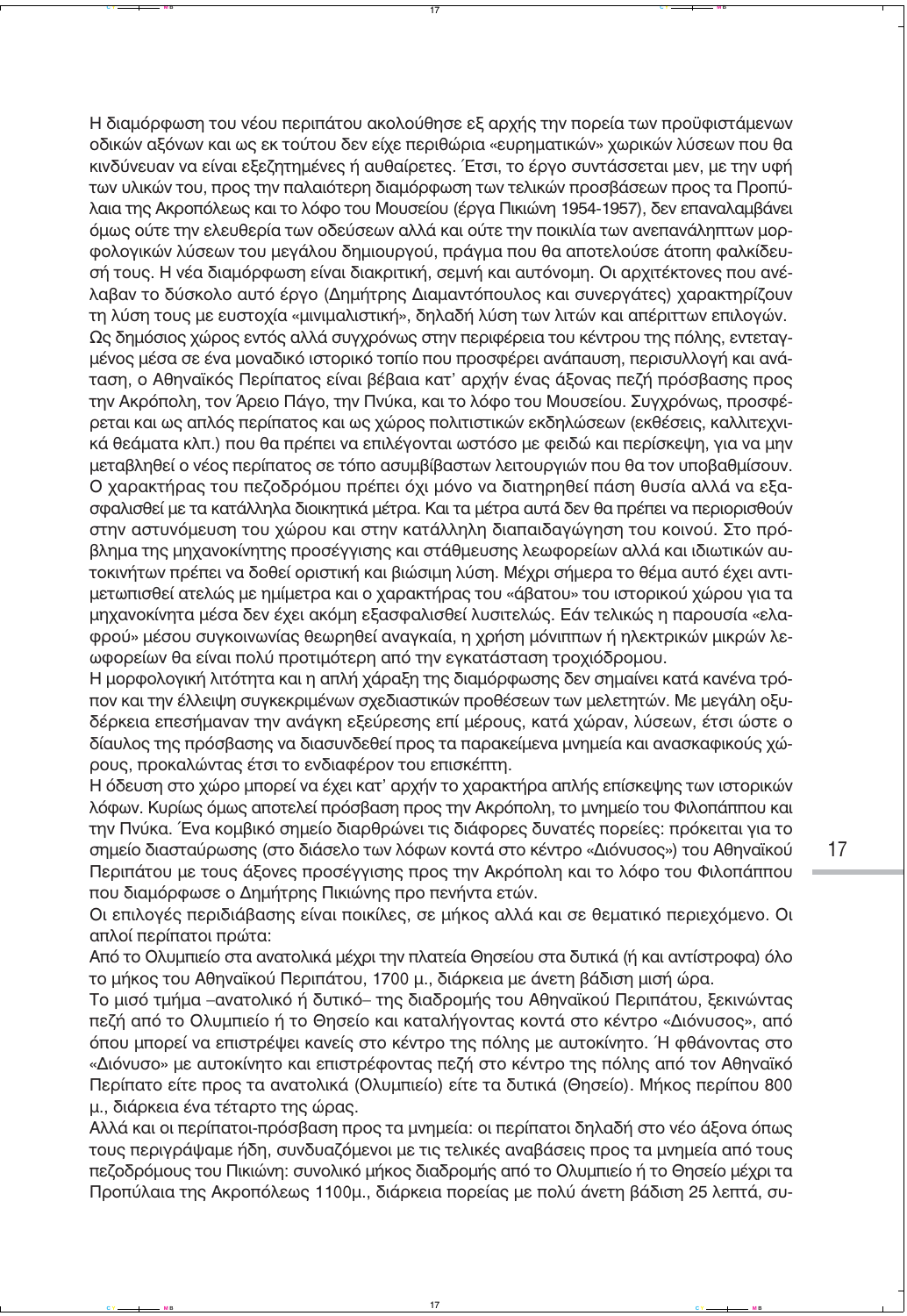Η διαμόρφωση του νέου περιπάτου ακολούθησε εξ αρχής την πορεία των προϋφιστάμενων οδικών αξόνων και ως εκ τούτου δεν είχε περιθώρια «ευρηματικών» χωρικών λύσεων που θα κινδύνευαν να είναι εξεζητημένες ή αυθαίρετες. Έτσι, το έργο συντάσσεται μεν, με την υφή των υλικών του, προς την παλαιότερη διαμόρφωση των τελικών προσβάσεων προς τα Προπύλαια της Ακροπόλεως και το λόφο του Μουσείου (έργα Πικιώνη 1954-1957), δεν επαναλαμβάνει όμως ούτε την ελευθερία των οδεύσεων αλλά και ούτε την ποικιλία των ανεπανάληπτων μορφολογικών λύσεων του μεγάλου δημιουργού, πράγμα που θα αποτελούσε άτοπη φαλκίδευσή τους. Η νέα διαμόρφωση είναι διακριτική, σεμνή και αυτόνομη. Οι αρχιτέκτονες που ανέλαβαν το δύσκολο αυτό έργο (Δημήτρης Διαμαντόπουλος και συνεργάτες) χαρακτηρίζουν τη λύση τους με ευστοχία «μινιμαλιστική», δηλαδή λύση των λιτών και απέριττων επιλογών.

Ως δημόσιος χώρος εντός αλλά συγχρόνως στην περιφέρεια του κέντρου της πόλης, ενταγμένος μέσα σε ένα μοναδικό ιστορικό τοπίο που προσφέρει ανάπαυση, περισυλλογή και ανάταση, ο Αθηναϊκός Περίπατος είναι βέβαια κατ' αρχήν ένας άξονας πεζή πρόσβασης προς την Ακρόπολη, τον Άρειο Πάγο, την Πνύκα, και το λόφο του Μουσείου. Συγχρόνως, προσφέρεται και ως απλός περίπατος και ως χώρος πολιτιστικών εκδηλώσεων (εκθέσεις, καλλιτεχνικά θεάματα κλπ.) που θα πρέπει να επιλέγονται ωστόσο με φειδώ και περίσκεψη, για να μην μεταβληθεί ο νέος περίπατος σε τόπο ασυμβίβαστων λειτουργιών που θα τον υποβαθμίσουν. Ο χαρακτήρας του πεζοδρόμου πρέπει όχι μόνο να διατηρηθεί πάση θυσία αλλά να εξασφαλισθεί με τα κατάλληλα διοικητικά μέτρα. Και τα μέτρα αυτά δεν θα πρέπει να περιορισθούν στην αστυνόμευση του χώρου και στην κατάλληλη διαπαιδαγώγηση του κοινού. Στο πρόβλημα της μηχανοκίνητης προσέγγισης και στάθμευσης λεωφορείων αλλά και ιδιωτικών αυτοκινήτων πρέπει να δοθεί οριστική και βιώσιμη λύση. Μέχρι σήμερα το θέμα αυτό έχει αντιμετωπισθεί ατελώς με ημίμετρα και ο χαρακτήρας του «άβατου» του ιστορικού χώρου για τα μηχανοκίνητα μέσα δεν έχει ακόμη εξασφαλισθεί λυσιτελώς. Εάν τελικώς η παρουσία «ελαφρού» μέσου συγκοινωνίας θεωρηθεί αναγκαία, η χρήση μόνιππων ή ηλεκτρικών μικρών λεωφορείων θα είναι πολύ προτιμότερη από την εγκατάσταση τροχιόδρομου.

Η μορφολογική λιτότητα και η απλή χάραξη της διαμόρφωσης δεν σημαίνει κατά κανένα τρόπον και την έλλειψη συγκεκριμένων σχεδιαστικών προθέσεων των μελετητών. Με μεγάλη οξυδέρκεια επεσήμαναν την ανάγκη εξεύρεσης επί μέρους, κατά χώραν, λύσεων, έτσι ώστε ο δίαυλος της πρόσβασης να διασυνδεθεί προς τα παρακείμενα μνημεία και ανασκαφικούς χώρους, προκαλώντας έτσι το ενδιαφέρον του επισκέπτη.

Η όδευση στο χώρο μπορεί να έχει κατ' αρχήν το χαρακτήρα απλής επίσκεψης των ιστορικών λόφων. Κυρίως όμως αποτελεί πρόσβαση προς την Ακρόπολη, το μνημείο του Φιλοπάππου και την Πνύκα. Ένα κομβικό σημείο διαρθρώνει τις διάφορες δυνατές πορείες: πρόκειται για το σημείο διασταύρωσης (στο διάσελο των λόφων κοντά στο κέντρο «Διόνυσος») του Αθηναϊκού Περιπάτου με τους άξονες προσέγγισης προς την Ακρόπολη και το λόφο του Φιλοπάππου που διαμόρφωσε ο Δημήτρης Πικιώνης προ πενήντα ετών.

Οι επιλογές περιδιάβασης είναι ποικίλες, σε μήκος αλλά και σε θεματικό περιεχόμενο. Οι απλοί περίπατοι πρώτα:

Από το Ολυμπιείο στα ανατολικά μέχρι την πλατεία Θησείου στα δυτικά (ή και αντίστροφα) όλο το μήκος του Αθηναϊκού Περιπάτου, 1700 μ., διάρκεια με άνετη βάδιση μισή ώρα.

Το μισό τμήμα –ανατολικό ή δυτικό– της διαδρομής του Αθηναϊκού Περιπάτου, ξεκινώντας πεζή από το Ολυμπιείο ή το Θησείο και καταλήγοντας κοντά στο κέντρο «Διόνυσος», από όπου μπορεί να επιστρέψει κανείς στο κέντρο της πόλης με αυτοκίνητο. Ή φθάνοντας στο «Διόνυσο» με αυτοκίνητο και επιστρέφοντας πεζή στο κέντρο της πόλης από τον Αθηναϊκό Περίπατο είτε προς τα ανατολικά (Ολυμπιείο) είτε τα δυτικά (Θησείο). Μήκος περίπου 800 μ., διάρκεια ένα τέταρτο της ώρας.

Αλλά και οι περίπατοι-πρόσβαση προς τα μνημεία: οι περίπατοι δηλαδή στο νέο άξονα όπως τους περιγράψαμε ήδη, συνδυαζόμενοι με τις τελικές αναβάσεις προς τα μνημεία από τους πεζοδρόμους του Πικιώνη: συνολικό μήκος διαδρομής από το Ολυμπιείο ή το Θησείο μέχρι τα Προπύλαια της Ακροπόλεως 1100μ., διάρκεια πορείας με πολύ άνετη βάδιση 25 λεπτά, συ-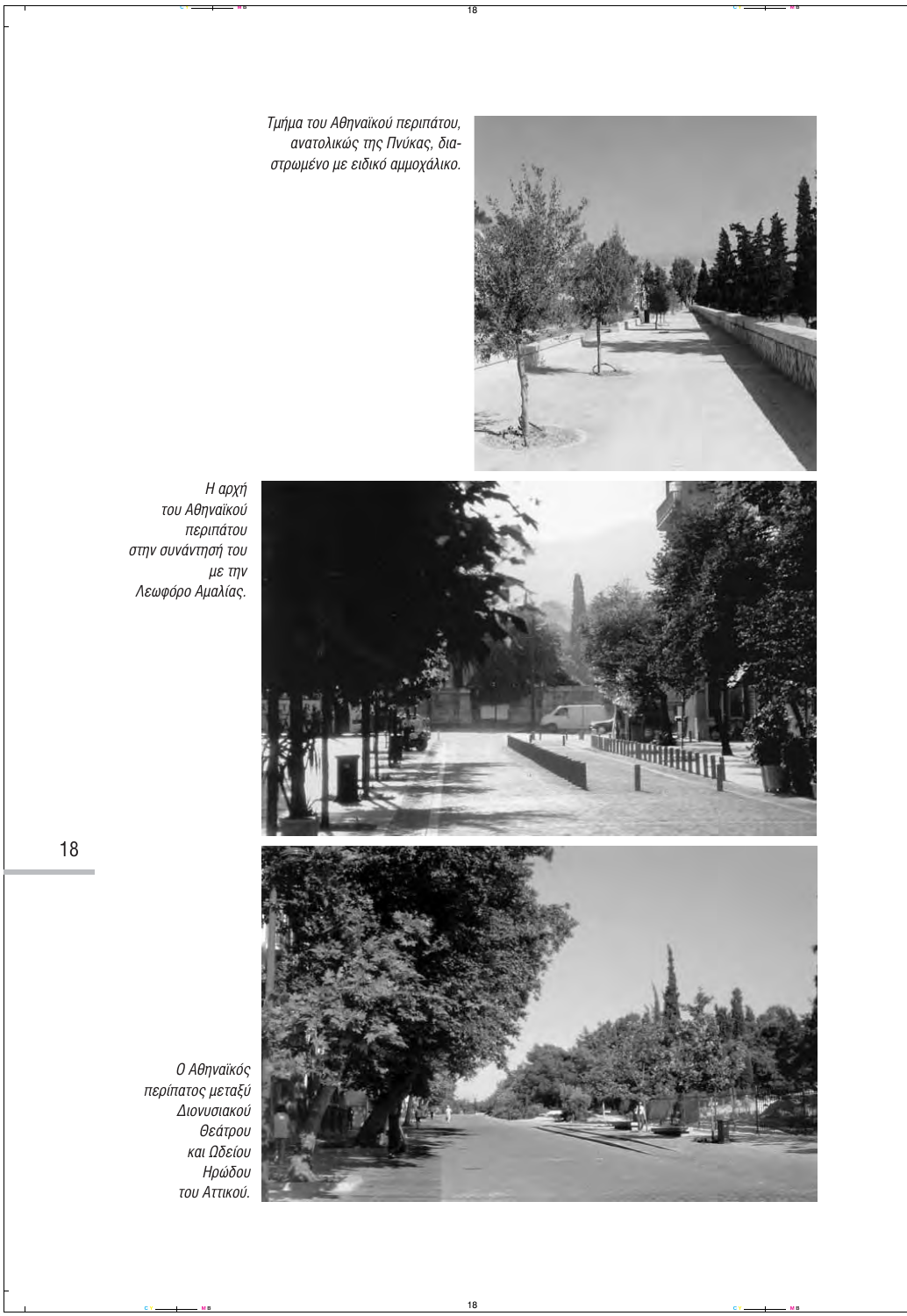*Τμήμα του Αθηναϊκού περιπάτου, ανατολικώς της Πνύκας, διαστρωμένο με ειδικό αμμοχάλικο.*

*Η αρχή του Αθηναϊκού περιπάτου στην συνάντησή του με την Λεωφόρο Αμαλίας.*

*Ο Αθηναϊκός περίπατος μεταξύ Διονυσιακού Θεάτρου και Ωδείου Ηρώδου του Αττικού.*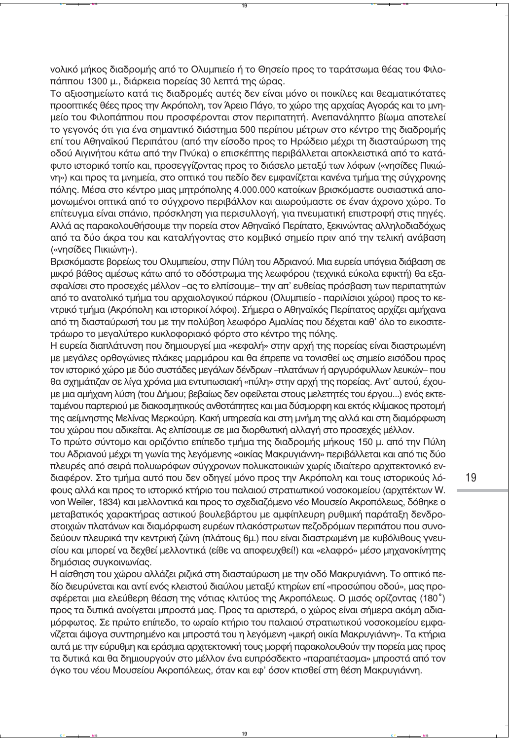νολικό μήκος διαδρομής από το Ολυμπιείο ή το Θησείο προς το ταράτσωμα θέας του Φιλοπάππου 1300 μ., διάρκεια πορείας 30 λεπτά της ώρας.

Το αξιοσημείωτο κατά τις διαδρομές αυτές δεν είναι μόνο οι ποικίλες και θεαματικότατες προοπτικές θέσης προς την Ακρόπολη, τον Άρειο Πάγο, το χώρο της αρχαίας Αγοράς και το μνημείο του Φιλοπάππου που προσφέρονται στον περιπατητή. Ανεπανάληπτο βίωμα αποτελεί το γεγονός ότι για ένα σημαντικό διάστημα 500 περίπου μέτρων στο κέντρο της διαδρομής επί του Αθηναϊκού Περιπάτου (από την είσοδο προς το Ηρώδειο μέχρι τη διασταύρωση της οδού Αιγινήτου κάτω από την Πνύκα) ο επισκέπτης περιβάλλεται αποκλειστικά από το κατάφυτο ιστορικό τοπίο και, προσεγγίζοντας προς το διάσελο μεταξύ των λόφων («νησίδες Πικιώνη») και προς τα μνημεία, στο οπτικό του πεδίο δεν εμφανίζεται κανένα τμήμα της σύγχρονης πόλης. Μέσα στο κέντρο μιας μητρόπολης 4.000.000 κατοίκων βρισκόμαστε ουσιαστικά απομονωμένοι οπτικά από το σύγχρονο περιβάλλον και αιωρούμαστε σε έναν άχρονο χώρο. Το επίτευγμα είναι σπάνιο, πρόσκληση για περισυλλογή, για πνευματική επιστροφή στις πηγές. Αλλά ας παρακολουθήσουμε την πορεία στον Αθηναϊκό Περίπατο, ξεκινώντας αλληλοδιαδόχως από τα δύο άκρα του και καταλήγοντας στο κομβικό σημείο πριν από την τελική ανάβαση («νησίδες Πικιώνη»).

Βρισκόμαστε βορείως του Ολυμπιείου, στην Πύλη του Αδριανού. Μια ευρεία υπόγεια διάβαση σε μικρό βάθος αμέσως κάτω από το οδόστρωμα της λεωφόρου (τεχνικά εύκολα εφικτή) θα εξασφαλίσει στο προσεχές μέλλον –ας το ελπίσουμε– την απ' ευθείας πρόσβαση των περιπατητών από το ανατολικό τμήμα του αρχαιολογικού πάρκου (Ολυμπιείο - παριλίσιοι χώροι) προς το κεντρικό τμήμα (Ακρόπολη και ιστορικοί λόφοι). Σήμερα ο Αθηναϊκός Περίπατος αρχίζει αμήχανα από τη διασταύρωσή του με την πολύβοη λεωφόρο Αμαλίας που δέχεται καθ' όλο το εικοσιτετράωρο το μεγαλύτερο κυκλοφοριακό φόρτο στο κέντρο της πόλης.

Η ευρεία διαπλάτυνση που δημιουργεί μια «κεφαλή» στην αρχή της πορείας είναι διαστρωμένη με μεγάλες ορθογώνιες πλάκες μαρμάρου και θα έπρεπε να τονισθεί ως σημείο εισόδου προς τον ιστορικό χώρο με δύο συστάδες μεγάλων δένδρων –πλατάνων ή αργυρόφυλλων λευκών– που θα σχημάτιζαν σε λίγα χρόνια μια εντυπωσιακή «πύλη» στην αρχή της πορείας. Αντ' αυτού, έχουμε μια αμήχανη λύση (του Δήμου; βεβαίως δεν οφείλεται στους μελετητές του έργου...) ενός εκτεταμένου παρτεριού με διακοσμητικούς ανθοτάπητες και μια δύσμορφη και εκτός κλίμακος προτομή της αείμνηστης Μελίνας Μερκούρη. Κακή υπηρεσία και στη μνήμη της αλλά και στη διαμόρφωση του χώρου που αδικείται. Ας ελπίσουμε σε μια διορθωτική αλλαγή στο προσεχές μέλλον.

Το πρώτο σύντομο και οριζόντιο επίπεδο τμήμα της διαδρομής μήκους 150 μ. από την Πύλη του Αδριανού μέχρι τη γωνία της λεγόμενης «οικίας Μακρυγιάννη» περιβάλλεται και από τις δύο πλευρές από σειρά πολυωρόφων σύγχρονων πολυκατοικιών χωρίς ιδιαίτερο αρχιτεκτονικό ενδιαφέρον. Στο τμήμα αυτό που δεν οδηγεί μόνο προς την Ακρόπολη και τους ιστορικούς λόφους αλλά και προς το ιστορικό κτήριο του παλαιού στρατιωτικού νοσοκομείου (αρχιτέκτων W. von Weiler, 1834) και μελλοντικά και προς το σχεδιαζόμενο νέο Μουσείο Ακροπόλεως, δόθηκε ο μεταβατικός χαρακτήρας αστικού βουλεβάρτου με αμφίπλευρη ρυθμική παράταξη δενδροστοιχιών πλατάνων και διαμόρφωση ευρέων πλακόστρωτων πεζοδρόμων περιπάτου που συνοδεύουν πλευρικά την κεντρική ζώνη (πλάτους 6μ.) που είναι διαστρωμένη με κυβόλιθους γνευσίου και μπορεί να δεχθεί μελλοντικά (είθε να αποφευχθεί!) και «ελαφρό» μέσο μηχανοκίνητης δημόσιας συγκοινωνίας.

Η αίσθηση του χώρου αλλάζει ριζικά στη διασταύρωση με την οδό Μακρυγιάννη. Το οπτικό πεδίο διευρύνεται και αντί ενός κλειστού διαύλου μεταξύ κτηρίων επί «προσώπου οδού», μας προσφέρεται μια ελεύθερη θέαση της νότιας κλιτύος της Ακροπόλεως. Ο μισός ορίζοντας (180˚) προς τα δυτικά ανοίγεται μπροστά μας. Προς τα αριστερά, ο χώρος είναι σήμερα ακόμη αδιαμόρφωτος. Σε πρώτο επίπεδο, το ωραίο κτήριο του παλαιού στρατιωτικού νοσοκομείου εμφανίζεται άψογα συντηρημένο και μπροστά του η λεγόμενη «μικρή οικία Μακρυγιάννη». Τα κτήρια αυτά με την εύρυθμη και εράσμια αρχιτεκτονική τους μορφή παρακολουθούν την πορεία μας προς τα δυτικά και θα δημιουργούν στο μέλλον ένα ευπρόσδεκτο «παραπέτασμα» μπροστά από τον όγκο του νέου Μουσείου Ακροπόλεως, όταν και εφ' όσον κτισθεί στη θέση Μακρυγιάννη.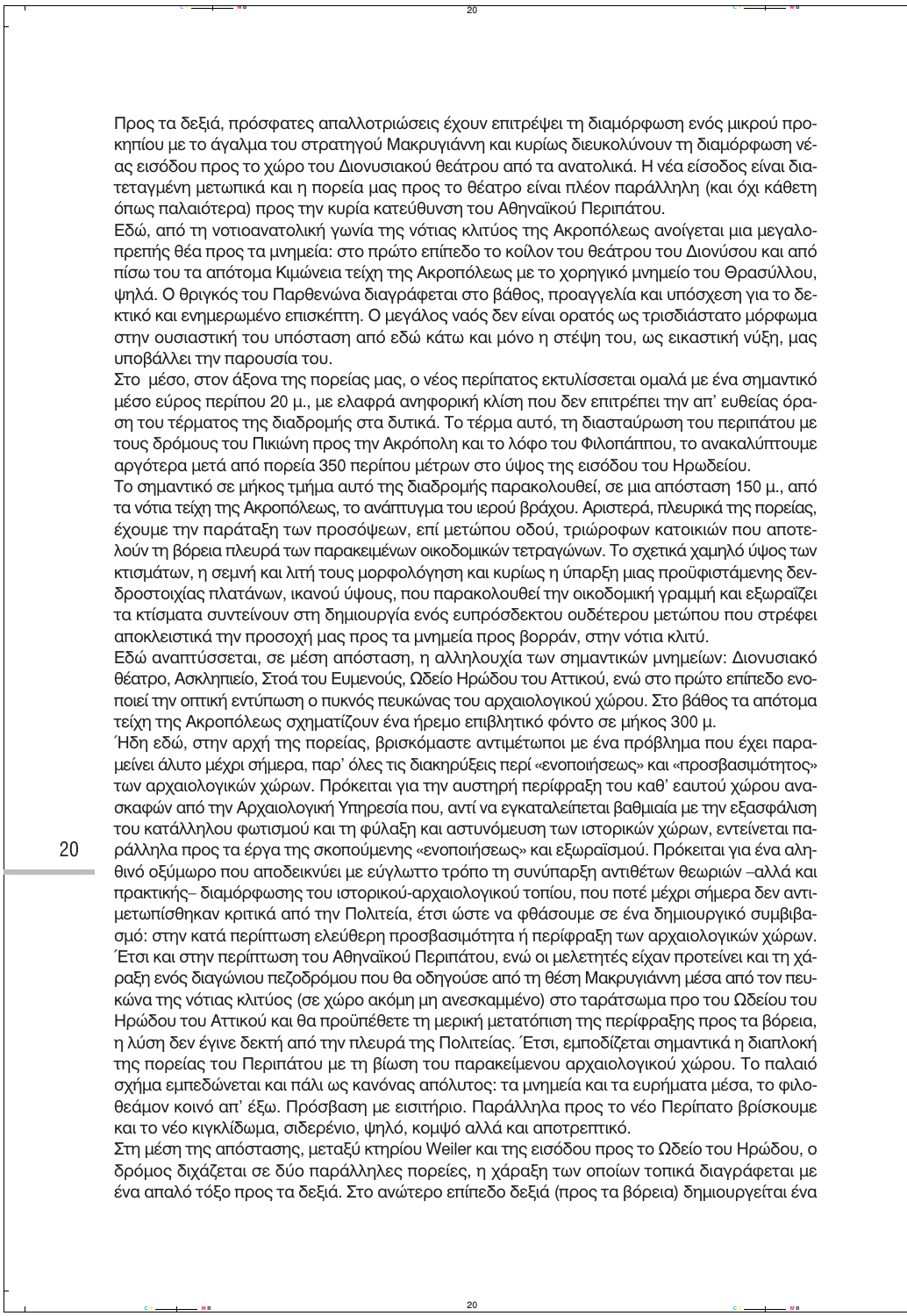Προς τα δεξιά, πρόσφατες απαλλοτριώσεις έχουν επιτρέψει τη διαμόρφωση ενός μικρού προκηπίου με το άγαλμα του στρατηγού Μακρυγιάννη και κυρίως διευκολύνουν τη διαμόρφωση νέας εισόδου προς το χώρο του Διονυσιακού θεάτρου από τα ανατολικά. Η νέα είσοδος είναι διατεταγμένη μετωπικά και η πορεία μας προς το θέατρο είναι πλέον παράλληλη (και όχι κάθετη όπως παλαιότερα) προς την κυρία κατεύθυνση του Αθηναϊκού Περιπάτου.

Εδώ, από τη νοτιοανατολική γωνία της νότιας κλιτύος της Ακροπόλεως ανοίγεται μια μεγαλοπρεπής θέα προς τα μνημεία: στο πρώτο επίπεδο το κοίλον του θεάτρου του Διονύσου και από πίσω του τα απότομα Κιμώνεια τείχη της Ακροπόλεως με το χορηγικό μνημείο του Θρασύλλου, ψηλά. Ο θριγκός του Παρθενώνα διαγράφεται στο βάθος, προαγγελία και υπόσχεση για το δεκτικό και ενημερωμένο επισκέπτη. Ο μεγάλος ναός δεν είναι ορατός ως τρισδιάστατο μόρφωμα στην ουσιαστική του υπόσταση από εδώ κάτω και μόνο η στέψη του, ως εικαστική νύξη, μας υποβάλλει την παρουσία του.

Στο μέσο, στον άξονα της πορείας μας, ο νέος περίπατος εκτυλίσσεται ομαλά με ένα σημαντικό μέσο εύρος περίπου 20 μ., με ελαφρά ανηφορική κλίση που δεν επιτρέπει την απ' ευθείας όραση του τέρματος της διαδρομής στα δυτικά. Το τέρμα αυτό, τη διασταύρωση του περιπάτου με τους δρόμους του Πικιώνη προς την Ακρόπολη και το λόφο του Φιλοπάππου, το ανακαλύπτουμε αργότερα μετά από πορεία 350 περίπου μέτρων στο ύψος της εισόδου του Ηρωδείου.

Το σημαντικό σε μήκος τμήμα αυτό της διαδρομής παρακολουθεί, σε μια απόσταση 150 μ., από τα νότια τείχη της Ακροπόλεως, το ανάπτυγμα του ιερού βράχου. Αριστερά, πλευρικά της πορείας, έχουμε την παράταξη των προσόψεων, επί μετώπου οδού, τριώροφων κατοικιών που αποτελούν τη βόρεια πλευρά των παρακειμένων οικοδομικών τετραγώνων. Το σχετικά χαμηλό ύψος των κτισμάτων, η σεμνή και λιτή τους μορφολόγηση και κυρίως η ύπαρξη μιας προϋφιστάμενης δενδροστοιχίας πλατάνων, ικανού ύψους, που παρακολουθεί την οικοδομική γραμμή και εξωραΐζει τα κτίσματα συντείνουν στη δημιουργία ενός ευπρόσδεκτου ουδέτερου μετώπου που στρέφει αποκλειστικά την προσοχή μας προς τα μνημεία προς βορράν, στην νότια κλιτύ.

Εδώ αναπτύσσεται, σε μέση απόσταση, η αλληλουχία των σημαντικών μνημείων: Διονυσιακό θέατρο, Ασκληπιείο, Στοά του Ευμενούς, Ωδείο Ηρώδου του Αττικού, ενώ στο πρώτο επίπεδο ενοποιεί την οπτική εντύπωση ο πυκνός πευκώνας του αρχαιολογικού χώρου. Στο βάθος τα απότομα τείχη της Ακροπόλεως σχηματίζουν ένα ήρεμο επιβλητικό φόντο σε μήκος 300 μ.

Ήδη εδώ, στην αρχή της πορείας, βρισκόμαστε αντιμέτωποι με ένα πρόβλημα που έχει παραμείνει άλυτο μέχρι σήμερα, παρ' όλες τις διακηρύξεις περί «ενοποιήσεως» και «προσβασιμότητος» των αρχαιολογικών χώρων. Πρόκειται για την αυστηρή περίφραξη του καθ' εαυτού χώρου ανασκαφών από την Αρχαιολογική Υπηρεσία που, αντί να εγκαταλείπεται βαθμιαία με την εξασφάλιση του κατάλληλου φωτισμού και τη φύλαξη και αστυνόμευση των ιστορικών χώρων, εντείνεται παράλληλα προς τα έργα της σκοπούμενης «ενοποιήσεως» και εξωραϊσμού. Πρόκειται για ένα αληθινό οξύμωρο που αποδεικνύει με εύγλωττο τρόπο τη συνύπαρξη αντιθέτων θεωριών –αλλά και πρακτικής– διαμόρφωσης του ιστορικού-αρχαιολογικού τοπίου, που ποτέ μέχρι σήμερα δεν αντιμετωπίσθηκαν κριτικά από την Πολιτεία, έτσι ώστε να φθάσουμε σε ένα δημιουργικό συμβιβασμό: στην κατά περίπτωση ελεύθερη προσβασιμότητα ή περίφραξη των αρχαιολογικών χώρων. Έτσι και στην περίπτωση του Αθηναϊκού Περιπάτου, ενώ οι μελετητές είχαν προτείνει και τη χάραξη ενός διαγώνιου πεζοδρόμου που θα οδηγούσε από τη θέση Μακρυγιάννη μέσα από τον πευκώνα της νότιας κλιτύος (σε χώρο ακόμη μη ανεσκαμμένο) στο ταράτσωμα προ του Ωδείου του Ηρώδου του Αττικού και θα προϋπέθετε τη μερική μετατόπιση της περίφραξης προς τα βόρεια, η λύση δεν έγινε δεκτή από την πλευρά της Πολιτείας. Έτσι, εμποδίζεται σημαντικά η διαπλοκή της πορείας του Περιπάτου με τη βίωση του παρακείμενου αρχαιολογικού χώρου. Το παλαιό σχήμα εμπεδώνεται και πάλι ως κανόνας απόλυτος: τα μνημεία και τα ευρήματα μέσα, το φιλοθεάμον κοινό απ' έξω. Πρόσβαση με εισιτήριο. Παράλληλα προς το νέο Περίπατο βρίσκουμε και το νέο κιγκλίδωμα, σιδερένιο, ψηλό, κομψό αλλά και αποτρεπτικό.

Στη μέση της απόστασης, μεταξύ κτηρίου Weiler και της εισόδου προς το Ωδείο του Ηρώδου, ο δρόμος διχάζεται σε δύο παράλληλες πορείες, η χάραξη των οποίων τοπικά διαγράφεται με ένα απαλό τόξο προς τα δεξιά. Στο ανώτερο επίπεδο δεξιά (προς τα βόρεια) δημιουργείται ένα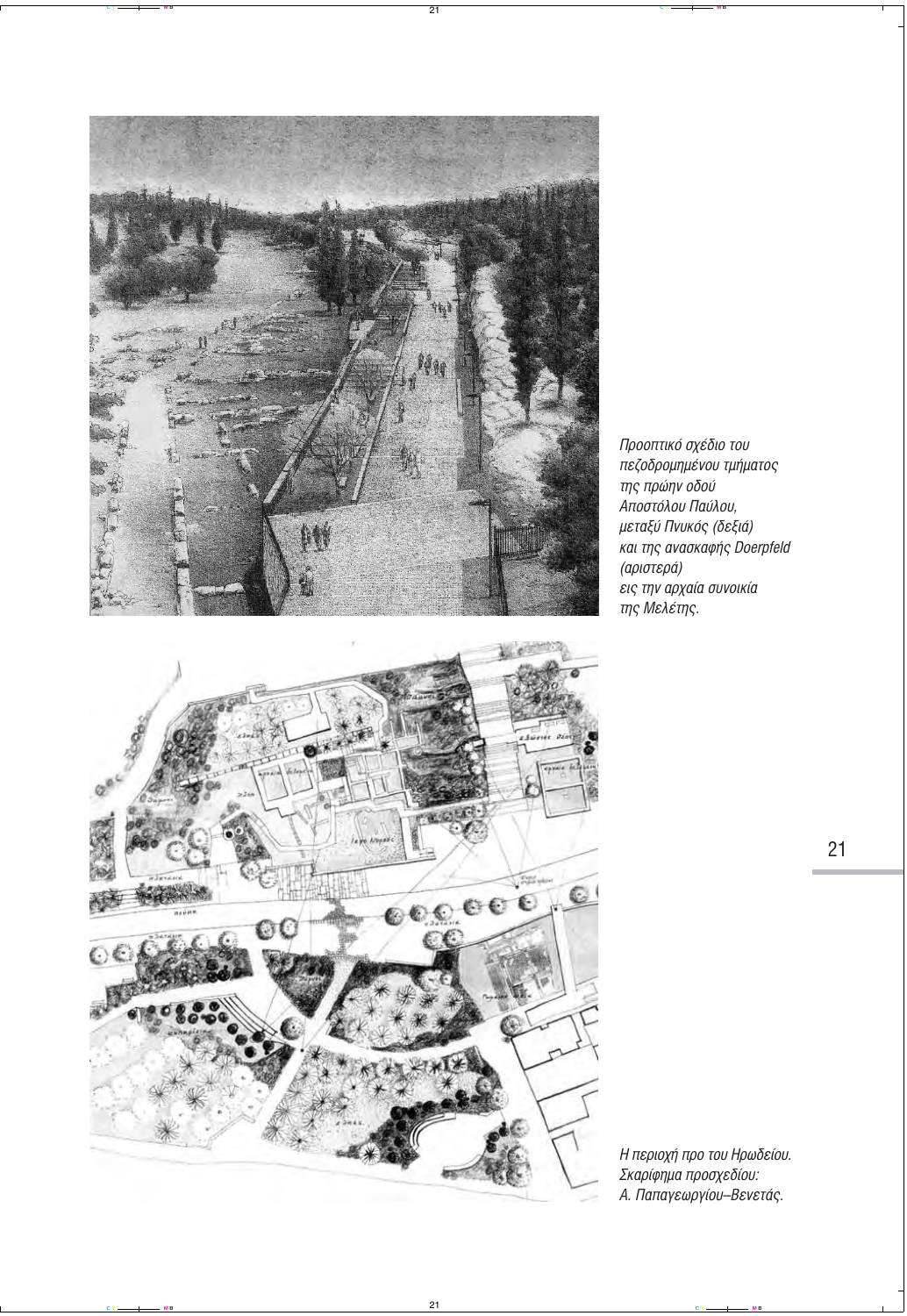*Προοπτικό σχέδιο του πεζοδρομημένου τμήματος της πρώην οδού Αποστόλου Παύλου, μεταξύ Πνυκός (δεξιά) και της ανασκαφής Doerpfeld (αριστερά) εις την αρχαία συνοικία της Μελέτης.*

*Η περιοχή προ του Ηρωδείου. Σκαρίφημα προσχεδίου: Α. Παπαγεωργίου–Βενετάς.*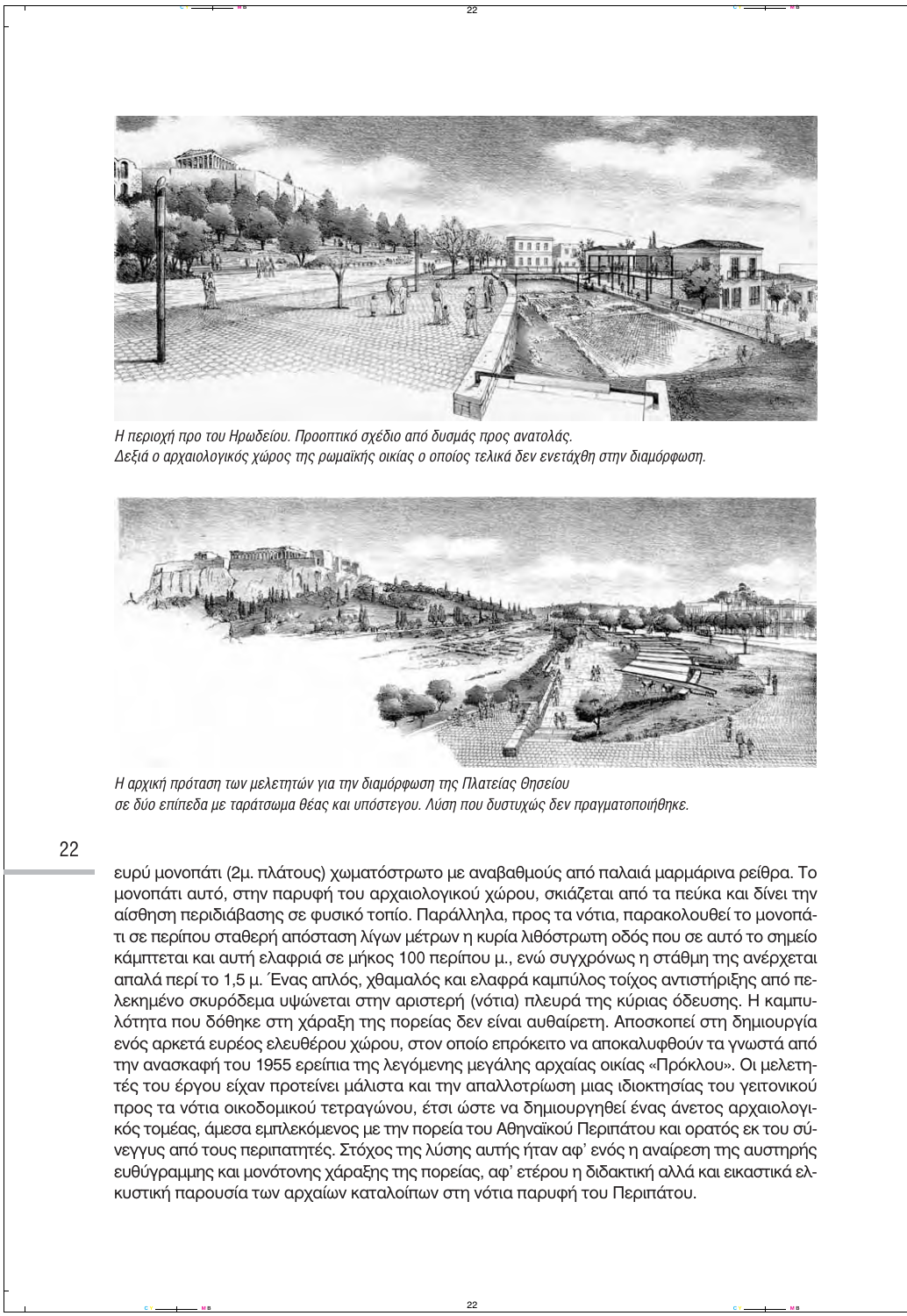*Η περιοχή προ του Ηρωδείου. Προοπτικό σχέδιο από δυσμάς προς ανατολάς.*
*Δεξιά ο αρχαιολογικός χώρος της ρωμαϊκής οικίας ο οποίος τελικά δεν ενετάχθη στην διαμόρφωση.*

*Η αρχική πρόταση των μελετητών για την διαμόρφωση της Πλατείας Θησείου*
*σε δύο επίπεδα με ταράτσωμα θέας και υπόστεγου. Λύση που δυστυχώς δεν πραγματοποιήθηκε.*

ευρύ μονοπάτι (2μ. πλάτους) χωματόστρωτο με αναβαθμούς από παλαιά μαρμάρινα ρείθρα. Το μονοπάτι αυτό, στην παρυφή του αρχαιολογικού χώρου, σκιάζεται από τα πεύκα και δίνει την αίσθηση περιδιάβασης σε φυσικό τοπίο. Παράλληλα, προς τα νότια, παρακολουθεί το μονοπάτι σε περίπου σταθερή απόσταση λίγων μέτρων η κυρία λιθόστρωτη οδός που σε αυτό το σημείο κάμπτεται και αυτή ελαφριά σε μήκος 100 περίπου μ., ενώ συγχρόνως η στάθμη της ανέρχεται απαλά περί το 1,5 μ. Ένας απλός, χθαμαλός και ελαφρά καμπύλος τοίχος αντιστήριξης από πελεκημένο σκυρόδεμα υψώνεται στην αριστερή (νότια) πλευρά της κύριας όδευσης. Η καμπυλότητα που δόθηκε στη χάραξη της πορείας δεν είναι αυθαίρετη. Αποσκοπεί στη δημιουργία ενός αρκετά ευρέος ελευθέρου χώρου, στον οποίο επρόκειτο να αποκαλυφθούν τα γνωστά από την ανασκαφή του 1955 ερείπια της λεγόμενης μεγάλης αρχαίας οικίας «Πρόκλου». Οι μελετητές του έργου είχαν προτείνει μάλιστα και την απαλλοτρίωση μιας ιδιοκτησίας του γειτονικού προς τα νότια οικοδομικού τετραγώνου, έτσι ώστε να δημιουργηθεί ένας άνετος αρχαιολογικός τομέας, άμεσα εμπλεκόμενος με την πορεία του Αθηναϊκού Περιπάτου και ορατός εκ του σύνεγγυς από τους περιπατητές. Στόχος της λύσης αυτής ήταν αφ' ενός η αναίρεση της αυστηρής ευθύγραμμης και μονότονης χάραξης της πορείας, αφ' ετέρου η διδακτική αλλά και εικαστικά ελκυστική παρουσία των αρχαίων καταλοίπων στη νότια παρυφή του Περιπάτου.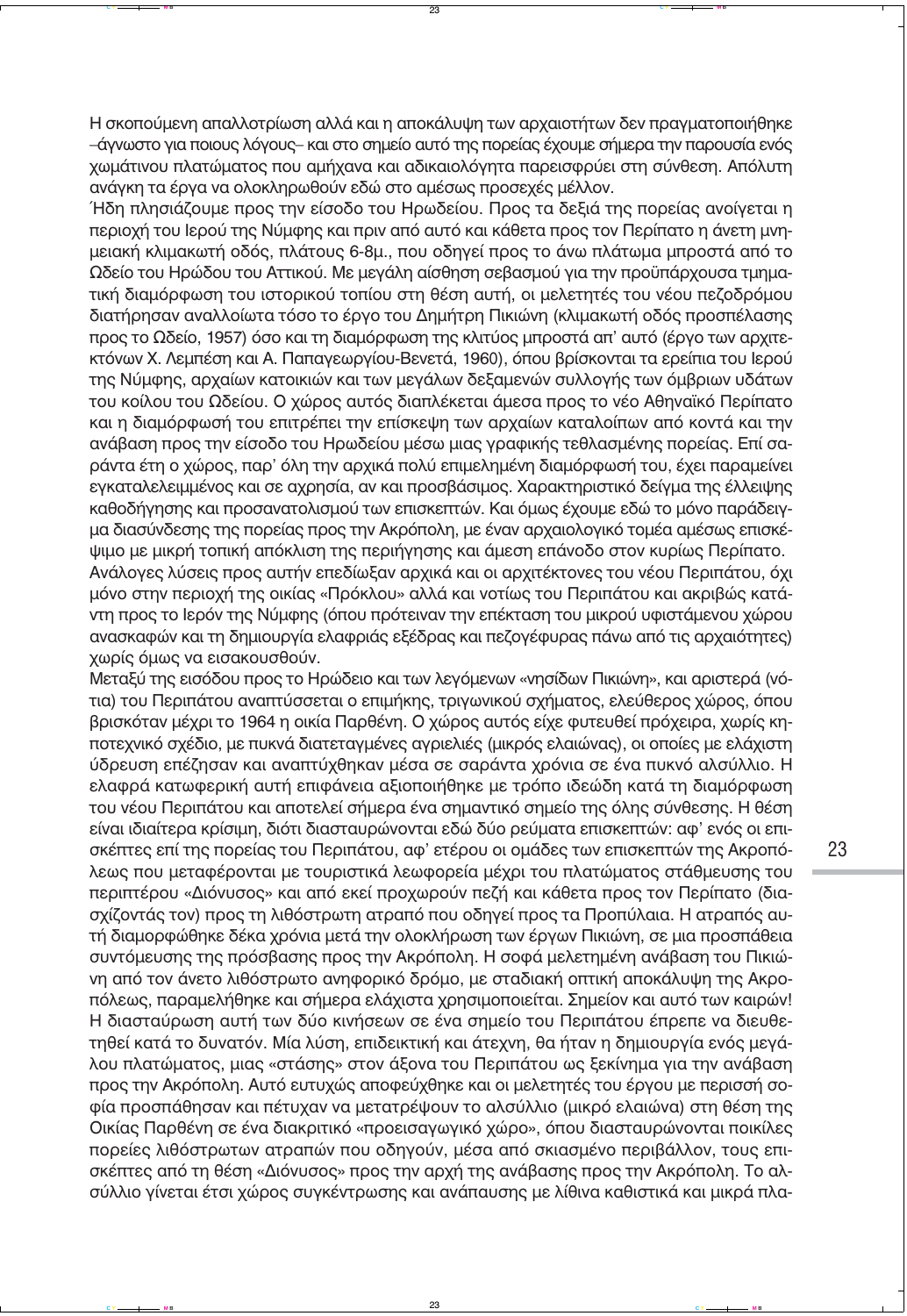Η σκοπούμενη απαλλοτρίωση αλλά και η αποκάλυψη των αρχαιοτήτων δεν πραγματοποιήθηκε –άγνωστο για ποιους λόγους– και στο σημείο αυτό της πορείας έχουμε σήμερα την παρουσία ενός χωμάτινου πλατώματος που αμήχανα και αδικαιολόγητα παρεισφρύει στη σύνθεση. Απόλυτη ανάγκη τα έργα να ολοκληρωθούν εδώ στο αμέσως προσεχές μέλλον.

Ήδη πλησιάζουμε προς την είσοδο του Ηρωδείου. Προς τα δεξιά της πορείας ανοίγεται η περιοχή του Ιερού της Νύμφης και πριν από αυτό και κάθετα προς τον Περίπατο η άνετη μνημειακή κλιμακωτή οδός, πλάτους 6-8μ., που οδηγεί προς το άνω πλάτωμα μπροστά από το Ωδείο του Ηρώδου του Αττικού. Με μεγάλη αίσθηση σεβασμού για την προϋπάρχουσα τμηματική διαμόρφωση του ιστορικού τοπίου στη θέση αυτή, οι μελετητές του νέου πεζοδρόμου διατήρησαν αναλλοίωτα τόσο το έργο του Δημήτρη Πικιώνη (κλιμακωτή οδός προσπέλασης προς το Ωδείο, 1957) όσο και τη διαμόρφωση της κλιτύος μπροστά απ' αυτό (έργο των αρχιτεκτόνων Χ. Λεμπέση και Α. Παπαγεωργίου-Βενετά, 1960), όπου βρίσκονται τα ερείπια του Ιερού της Νύμφης, αρχαίων κατοικιών και των μεγάλων δεξαμενών συλλογής των όμβριων υδάτων του κοίλου του Ωδείου. Ο χώρος αυτός διαπλέκεται άμεσα προς το νέο Αθηναϊκό Περίπατο και η διαμόρφωσή του επιτρέπει την επίσκεψη των αρχαίων καταλοίπων από κοντά και την ανάβαση προς την είσοδο του Ηρωδείου μέσω μιας γραφικής τεθλασμένης πορείας. Επί σαράντα έτη ο χώρος, παρ' όλη την αρχικά πολύ επιμελημένη διαμόρφωσή του, έχει παραμείνει εγκαταλελειμμένος και σε αχρησία, αν και προσβάσιμος. Χαρακτηριστικό δείγμα της έλλειψης καθοδήγησης και προσανατολισμού των επισκεπτών. Και όμως έχουμε εδώ το μόνο παράδειγμα διασύνδεσης της πορείας προς την Ακρόπολη, με έναν αρχαιολογικό τομέα αμέσως επισκέψιμο με μικρή τοπική απόκλιση της περιήγησης και άμεση επάνοδο στον κυρίως Περίπατο.

Ανάλογες λύσεις προς αυτήν επεδίωξαν αρχικά και οι αρχιτέκτονες του νέου Περιπάτου, όχι μόνο στην περιοχή της οικίας «Πρόκλου» αλλά και νοτίως του Περιπάτου και ακριβώς κατάντη προς το Ιερόν της Νύμφης (όπου πρότειναν την επέκταση του μικρού υφιστάμενου χώρου ανασκαφών και τη δημιουργία ελαφριάς εξέδρας και πεζογέφυρας πάνω από τις αρχαιότητες) χωρίς όμως να εισακουσθούν.

Μεταξύ της εισόδου προς το Ηρώδειο και των λεγόμενων «νησίδων Πικιώνη», και αριστερά (νότια) του Περιπάτου αναπτύσσεται ο επιμήκης, τριγωνικού σχήματος, ελεύθερος χώρος, όπου βρισκόταν μέχρι το 1964 η οικία Παρθένη. Ο χώρος αυτός είχε φυτευθεί πρόχειρα, χωρίς κηποτεχνικό σχέδιο, με πυκνά διατεταγμένες αγριελιές (μικρός ελαιώνας), οι οποίες με ελάχιστη ύδρευση επέζησαν και αναπτύχθηκαν μέσα σε σαράντα χρόνια σε ένα πυκνό αλσύλλιο. Η ελαφρά κατωφερική αυτή επιφάνεια αξιοποιήθηκε με τρόπο ιδεώδη κατά τη διαμόρφωση του νέου Περιπάτου και αποτελεί σήμερα ένα σημαντικό σημείο της όλης σύνθεσης. Η θέση είναι ιδιαίτερα κρίσιμη, διότι διασταυρώνονται εδώ δύο ρεύματα επισκεπτών: αφ' ενός οι επισκέπτες επί της πορείας του Περιπάτου, αφ' ετέρου οι ομάδες των επισκεπτών της Ακροπόλεως που μεταφέρονται με τουριστικά λεωφορεία μέχρι του πλατώματος στάθμευσης του περιπτέρου «Διόνυσος» και από εκεί προχωρούν πεζή και κάθετα προς τον Περίπατο (διασχίζοντάς τον) προς τη λιθόστρωτη ατραπό που οδηγεί προς τα Προπύλαια. Η ατραπός αυτή διαμορφώθηκε δέκα χρόνια μετά την ολοκλήρωση των έργων Πικιώνη, σε μια προσπάθεια συντόμευσης της πρόσβασης προς την Ακρόπολη. Η σοφά μελετημένη ανάβαση του Πικιώνη από τον άνετο λιθόστρωτο ανηφορικό δρόμο, με σταδιακή οπτική αποκάλυψη της Ακροπόλεως, παραμελήθηκε και σήμερα ελάχιστα χρησιμοποιείται. Σημείον και αυτό των καιρών! Η διασταύρωση αυτή των δύο κινήσεων σε ένα σημείο του Περιπάτου έπρεπε να διευθετηθεί κατά το δυνατόν. Μία λύση, επιδεικτική και άτεχνη, θα ήταν η δημιουργία ενός μεγάλου πλατώματος, μιας «στάσης» στον άξονα του Περιπάτου ως ξεκίνημα για την ανάβαση προς την Ακρόπολη. Αυτό ευτυχώς αποφεύχθηκε και οι μελετητές του έργου με περισσή σοφία προσπάθησαν και πέτυχαν να μετατρέψουν το αλσύλλιο (μικρό ελαιώνα) στη θέση της Οικίας Παρθένη σε ένα διακριτικό «προεισαγωγικό χώρο», όπου διασταυρώνονται ποικίλες πορείες λιθόστρωτων ατραπών που οδηγούν, μέσα από σκιασμένο περιβάλλον, τους επισκέπτες από τη θέση «Διόνυσος» προς την αρχή της ανάβασης προς την Ακρόπολη. Το αλσύλλιο γίνεται έτσι χώρος συγκέντρωσης και ανάπαυσης με λίθινα καθιστικά και μικρά πλα-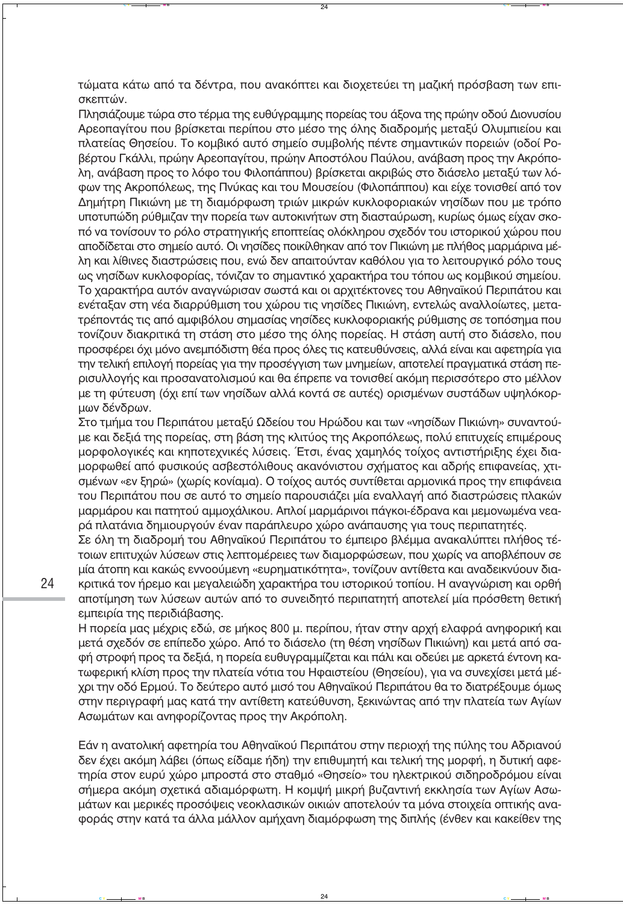τώματα κάτω από τα δέντρα, που ανακόπτει και διοχετεύει τη μαζική πρόσβαση των επισκεπτών.

Πλησιάζουμε τώρα στο τέρμα της ευθύγραμμης πορείας του άξονα της πρώην οδού Διονυσίου Αρεοπαγίτου που βρίσκεται περίπου στο μέσο της όλης διαδρομής μεταξύ Ολυμπιείου και πλατείας Θησείου. Το κομβικό αυτό σημείο συμβολής πέντε σημαντικών πορειών (οδοί Ροβέρτου Γκάλλι, πρώην Αρεοπαγίτου, πρώην Αποστόλου Παύλου, ανάβαση προς την Ακρόπολη, ανάβαση προς το λόφο του Φιλοπάππου) βρίσκεται ακριβώς στο διάσελο μεταξύ των λόφων της Ακροπόλεως, της Πνύκας και του Μουσείου (Φιλοπάππου) και είχε τονισθεί από τον Δημήτρη Πικιώνη με τη διαμόρφωση τριών μικρών κυκλοφοριακών νησίδων που με τρόπο υποτυπώδη ρύθμιζαν την πορεία των αυτοκινήτων στη διασταύρωση, κυρίως όμως είχαν σκοπό να τονίσουν το ρόλο στρατηγικής εποπτείας ολόκληρου σχεδόν του ιστορικού χώρου που αποδίδεται στο σημείο αυτό. Οι νησίδες ποικίλθηκαν από τον Πικιώνη με πλήθος μαρμάρινα μέλη και λίθινες διαστρώσεις που, ενώ δεν απαιτούνταν καθόλου για το λειτουργικό ρόλο τους ως νησίδων κυκλοφορίας, τόνιζαν το σημαντικό χαρακτήρα του τόπου ως κομβικού σημείου. Το χαρακτήρα αυτόν αναγνώρισαν σωστά και οι αρχιτέκτονες του Αθηναϊκού Περιπάτου και ενέταξαν στη νέα διαρρύθμιση του χώρου τις νησίδες Πικιώνη, εντελώς αναλλοίωτες, μετατρέποντάς τις από αμφιβόλου σημασίας νησίδες κυκλοφοριακής ρύθμισης σε τοπόσημα που τονίζουν διακριτικά τη στάση στο μέσο της όλης πορείας. Η στάση αυτή στο διάσελο, που προσφέρει όχι μόνο ανεμπόδιστη θέα προς όλες τις κατευθύνσεις, αλλά είναι και αφετηρία για την τελική επιλογή πορείας για την προσέγγιση των μνημείων, αποτελεί πραγματικά στάση περισυλλογής και προσανατολισμού και θα έπρεπε να τονισθεί ακόμη περισσότερο στο μέλλον με τη φύτευση (όχι επί των νησίδων αλλά κοντά σε αυτές) ορισμένων συστάδων υψηλόκορμων δένδρων.

Στο τμήμα του Περιπάτου μεταξύ Ωδείου του Ηρώδου και των «νησίδων Πικιώνη» συναντούμε και δεξιά της πορείας, στη βάση της κλιτύος της Ακροπόλεως, πολύ επιτυχείς επιμέρους μορφολογικές και κηποτεχνικές λύσεις. Έτσι, ένας χαμηλός τοίχος αντιστήριξης έχει διαμορφωθεί από φυσικούς ασβεστόλιθους ακανόνιστου σχήματος και αδρής επιφανείας, χτισμένων «εν ξηρώ» (χωρίς κονίαμα). Ο τοίχος αυτός συντίθεται αρμονικά προς την επιφάνεια του Περιπάτου που σε αυτό το σημείο παρουσιάζει μία εναλλαγή από διαστρώσεις πλακών μαρμάρου και πατητού αμμοχάλικου. Απλοί μαρμάρινοι πάγκοι-έδρανα και μεμονωμένα νεαρά πλατάνια δημιουργούν έναν παράπλευρο χώρο ανάπαυσης για τους περιπατητές.

Σε όλη τη διαδρομή του Αθηναϊκού Περιπάτου το έμπειρο βλέμμα ανακαλύπτει πλήθος τέτοιων επιτυχών λύσεων στις λεπτομέρειες των διαμορφώσεων, που χωρίς να αποβλέπουν σε μία άτοπη και κακώς εννοούμενη «ευρηματικότητα», τονίζουν αντίθετα και αναδεικνύουν διακριτικά τον ήρεμο και μεγαλειώδη χαρακτήρα του ιστορικού τοπίου. Η αναγνώριση και ορθή αποτίμηση των λύσεων αυτών από το συνειδητό περιπατητή αποτελεί μία πρόσθετη θετική εμπειρία της περιδιάβασης.

Η πορεία μας μέχρις εδώ, σε μήκος 800 μ. περίπου, ήταν στην αρχή ελαφρά ανηφορική και μετά σχεδόν σε επίπεδο χώρο. Από το διάσελο (τη θέση νησίδων Πικιώνη) και μετά από σαφή στροφή προς τα δεξιά, η πορεία ευθυγραμμίζεται και πάλι και οδεύει με αρκετά έντονη κατωφερική κλίση προς την πλατεία νότια του Ηφαιστείου (Θησείου), για να συνεχίσει μετά μέχρι την οδό Ερμού. Το δεύτερο αυτό μισό του Αθηναϊκού Περιπάτου θα το διατρέξουμε όμως στην περιγραφή μας κατά την αντίθετη κατεύθυνση, ξεκινώντας από την πλατεία των Αγίων Ασωμάτων και ανηφορίζοντας προς την Ακρόπολη.

Εάν η ανατολική αφετηρία του Αθηναϊκού Περιπάτου στην περιοχή της πύλης του Αδριανού δεν έχει ακόμη λάβει (όπως είδαμε ήδη) την επιθυμητή και τελική της μορφή, η δυτική αφετηρία στον ευρύ χώρο μπροστά στο σταθμό «Θησείο» του ηλεκτρικού σιδηροδρόμου είναι σήμερα ακόμη σχετικά αδιαμόρφωτη. Η κομψή μικρή βυζαντινή εκκλησία των Αγίων Ασωμάτων και μερικές προσόψεις νεοκλασικών οικιών αποτελούν τα μόνα στοιχεία οπτικής αναφοράς στην κατά τα άλλα μάλλον αμήχανη διαμόρφωση της διπλής (ένθεν και κακείθεν της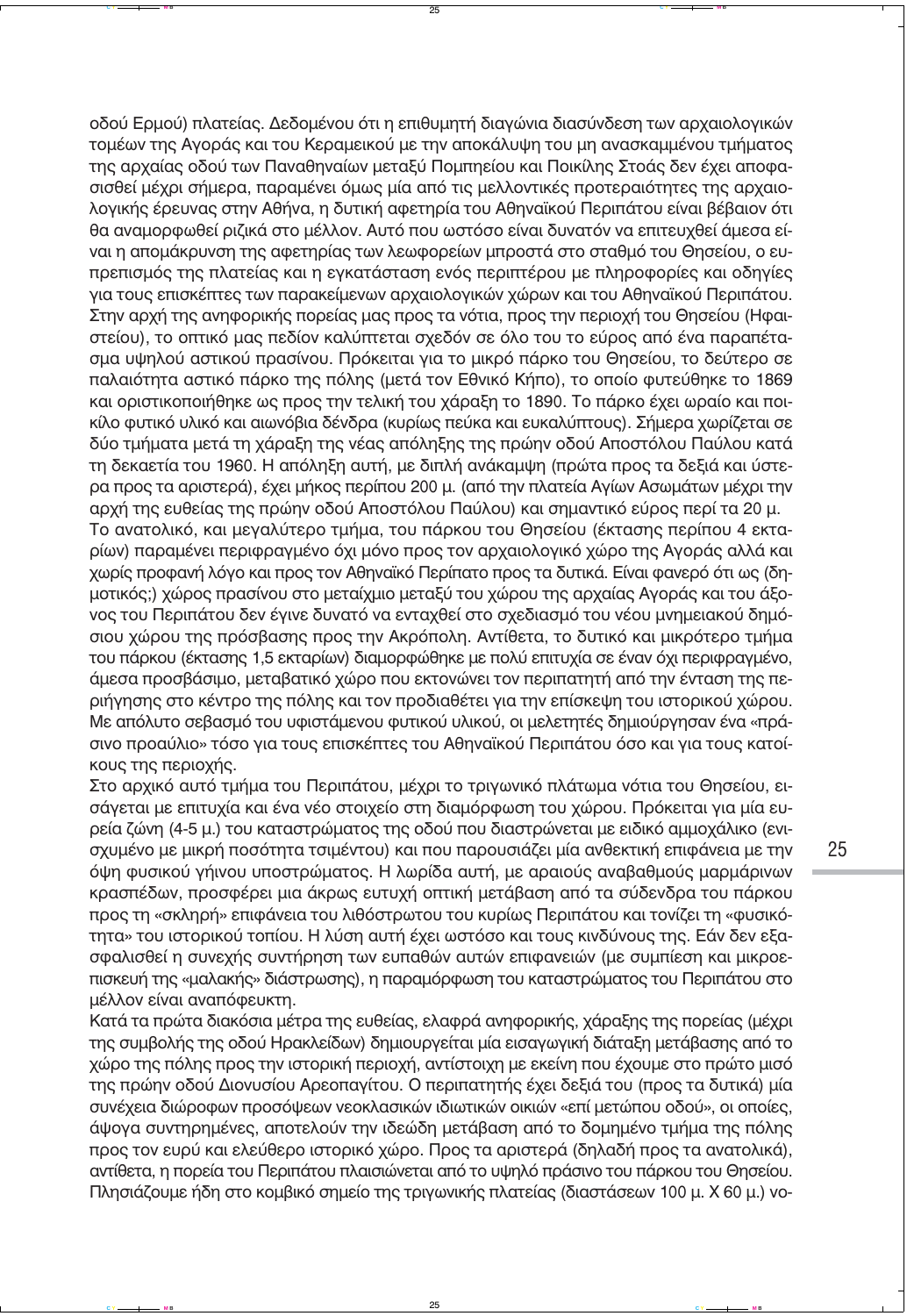οδού Ερμού) πλατείας. Δεδομένου ότι η επιθυμητή διαγώνια διασύνδεση των αρχαιολογικών τομέων της Αγοράς και του Κεραμεικού με την αποκάλυψη του μη ανασκαμμένου τμήματος της αρχαίας οδού των Παναθηναίων μεταξύ Πομπηείου και Ποικίλης Στοάς δεν έχει αποφασισθεί μέχρι σήμερα, παραμένει όμως μία από τις μελλοντικές προτεραιότητες της αρχαιολογικής έρευνας στην Αθήνα, η δυτική αφετηρία του Αθηναϊκού Περιπάτου είναι βέβαιον ότι θα αναμορφωθεί ριζικά στο μέλλον. Αυτό που ωστόσο είναι δυνατόν να επιτευχθεί άμεσα είναι η απομάκρυνση της αφετηρίας των λεωφορείων μπροστά στο σταθμό του Θησείου, ο ευπρεπισμός της πλατείας και η εγκατάσταση ενός περιπτέρου με πληροφορίες και οδηγίες για τους επισκέπτες των παρακείμενων αρχαιολογικών χώρων και του Αθηναϊκού Περιπάτου.

Στην αρχή της ανηφορικής πορείας μας προς τα νότια, προς την περιοχή του Θησείου (Ηφαιστείου), το οπτικό μας πεδίον καλύπτεται σχεδόν σε όλο του το εύρος από ένα παραπέτασμα υψηλού αστικού πρασίνου. Πρόκειται για το μικρό πάρκο του Θησείου, το δεύτερο σε παλαιότητα αστικό πάρκο της πόλης (μετά τον Εθνικό Κήπο), το οποίο φυτεύθηκε το 1869 και οριστικοποιήθηκε ως προς την τελική του χάραξη το 1890. Το πάρκο έχει ωραίο και ποικίλο φυτικό υλικό και αιωνόβια δένδρα (κυρίως πεύκα και ευκαλύπτους). Σήμερα χωρίζεται σε δύο τμήματα μετά τη χάραξη της νέας απόληξης της πρώην οδού Αποστόλου Παύλου κατά τη δεκαετία του 1960. Η απόληξη αυτή, με διπλή ανάκαμψη (πρώτα προς τα δεξιά και ύστερα προς τα αριστερά), έχει μήκος περίπου 200 μ. (από την πλατεία Αγίων Ασωμάτων μέχρι την αρχή της ευθείας της πρώην οδού Αποστόλου Παύλου) και σημαντικό εύρος περί τα 20 μ.

Το ανατολικό, και μεγαλύτερο τμήμα, του πάρκου του Θησείου (έκτασης περίπου 4 εκταρίων) παραμένει περιφραγμένο όχι μόνο προς τον αρχαιολογικό χώρο της Αγοράς αλλά και χωρίς προφανή λόγο και προς τον Αθηναϊκό Περίπατο προς τα δυτικά. Είναι φανερό ότι ως (δημοτικός;) χώρος πρασίνου στο μεταίχμιο μεταξύ του χώρου της αρχαίας Αγοράς και του άξονος του Περιπάτου δεν έγινε δυνατό να ενταχθεί στο σχεδιασμό του νέου μνημειακού δημόσιου χώρου της πρόσβασης προς την Ακρόπολη. Αντίθετα, το δυτικό και μικρότερο τμήμα του πάρκου (έκτασης 1,5 εκταρίων) διαμορφώθηκε με πολύ επιτυχία σε έναν όχι περιφραγμένο, άμεσα προσβάσιμο, μεταβατικό χώρο που εκτονώνει τον περιπατητή από την ένταση της περιήγησης στο κέντρο της πόλης και τον προδιαθέτει για την επίσκεψη του ιστορικού χώρου. Με απόλυτο σεβασμό του υφιστάμενου φυτικού υλικού, οι μελετητές δημιούργησαν ένα «πράσινο προαύλιο» τόσο για τους επισκέπτες του Αθηναϊκού Περιπάτου όσο και για τους κατοίκους της περιοχής.

Στο αρχικό αυτό τμήμα του Περιπάτου, μέχρι το τριγωνικό πλάτωμα νότια του Θησείου, εισάγεται με επιτυχία και ένα νέο στοιχείο στη διαμόρφωση του χώρου. Πρόκειται για μία ευρεία ζώνη (4-5 μ.) του καταστρώματος της οδού που διαστρώνεται με ειδικό αμμοχάλικο (ενισχυμένο με μικρή ποσότητα τσιμέντου) και που παρουσιάζει μία ανθεκτική επιφάνεια με την όψη φυσικού γήινου υποστρώματος. Η λωρίδα αυτή, με αραιούς αναβαθμούς μαρμάρινων κρασπέδων, προσφέρει μια άκρως ευτυχή οπτική μετάβαση από τα σύδενδρα του πάρκου προς τη «σκληρή» επιφάνεια του λιθόστρωτου του κυρίως Περιπάτου και τονίζει τη «φυσικότητα» του ιστορικού τοπίου. Η λύση αυτή έχει ωστόσο και τους κινδύνους της. Εάν δεν εξασφαλισθεί η συνεχής συντήρηση των ευπαθών αυτών επιφανειών (με συμπίεση και μικροεπισκευή της «μαλακής» διάστρωσης), η παραμόρφωση του καταστρώματος του Περιπάτου στο μέλλον είναι αναπόφευκτη.

Κατά τα πρώτα διακόσια μέτρα της ευθείας, ελαφρά ανηφορικής, χάραξης της πορείας (μέχρι της συμβολής της οδού Ηρακλείδων) δημιουργείται μία εισαγωγική διάταξη μετάβασης από το χώρο της πόλης προς την ιστορική περιοχή, αντίστοιχη με εκείνη που έχουμε στο πρώτο μισό της πρώην οδού Διονυσίου Αρεοπαγίτου. Ο περιπατητής έχει δεξιά του (προς τα δυτικά) μία συνέχεια διώροφων προσόψεων νεοκλασικών ιδιωτικών οικιών «επί μετώπου οδού», οι οποίες, άψογα συντηρημένες, αποτελούν την ιδεώδη μετάβαση από το δομημένο τμήμα της πόλης προς τον ευρύ και ελεύθερο ιστορικό χώρο. Προς τα αριστερά (δηλαδή προς τα ανατολικά), αντίθετα, η πορεία του Περιπάτου πλαισιώνεται από το υψηλό πράσινο του πάρκου του Θησείου. Πλησιάζουμε ήδη στο κομβικό σημείο της τριγωνικής πλατείας (διαστάσεων 100 μ. Χ 60 μ.) νο-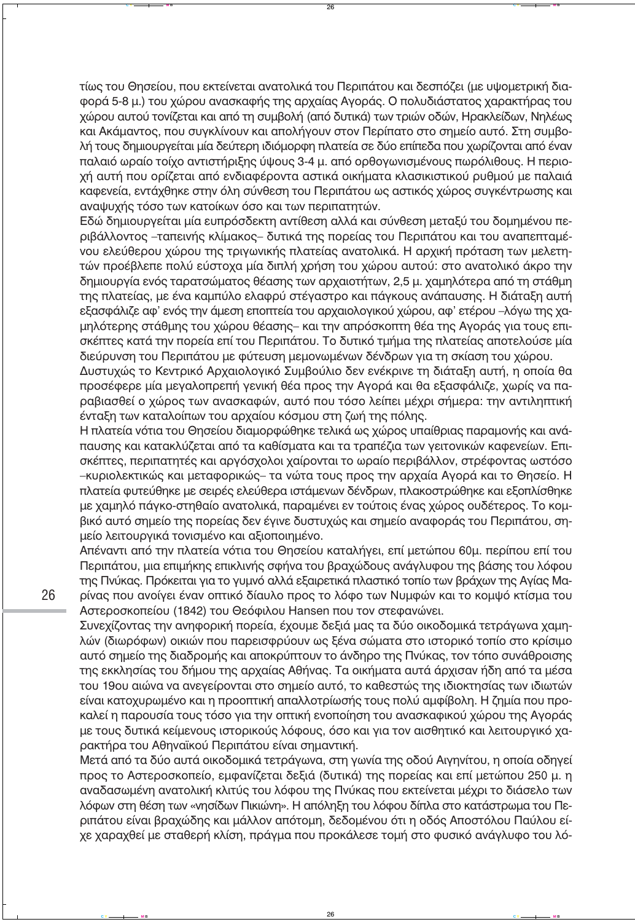τίως του Θησείου, που εκτείνεται ανατολικά του Περιπάτου και δεσπόζει (με υψομετρική διαφορά 5-8 μ.) του χώρου ανασκαφής της αρχαίας Αγοράς. Ο πολυδιάστατος χαρακτήρας του χώρου αυτού τονίζεται και από τη συμβολή (από δυτικά) των τριών οδών, Ηρακλειδών, Νηλέως και Ακάμαντος, που συγκλίνουν και απολήγουν στον Περίπατο στο σημείο αυτό. Στη συμβολή τους δημιουργείται μία δεύτερη ιδιόμορφη πλατεία σε δύο επίπεδα που χωρίζονται από έναν παλαιό ωραίο τοίχο αντιστήριξης ύψους 3-4 μ. από ορθογωνισμένους πωρόλιθους. Η περιοχή αυτή που ορίζεται από ενδιαφέροντα αστικά οικήματα κλασικιστικού ρυθμού με παλαιά καφενεία, εντάχθηκε στην όλη σύνθεση του Περιπάτου ως αστικός χώρος συγκέντρωσης και αναψυχής τόσο των κατοίκων όσο και των περιπατητών.

Εδώ δημιουργείται μία ευπρόσδεκτη αντίθεση αλλά και σύνθεση μεταξύ του δομημένου περιβάλλοντος –ταπεινής κλίμακος– δυτικά της πορείας του Περιπάτου και του αναπεπταμένου ελεύθερου χώρου της τριγωνικής πλατείας ανατολικά. Η αρχική πρόταση των μελετητών προέβλεπε πολύ εύστοχα μία διπλή χρήση του χώρου αυτού: στο ανατολικό άκρο την δημιουργία ενός ταρατσώματος θέασης των αρχαιοτήτων, 2,5 μ. χαμηλότερα από τη στάθμη της πλατείας, με ένα καμπύλο ελαφρύ στέγαστρο και πάγκους ανάπαυσης. Η διάταξη αυτή εξασφάλιζε αφ' ενός την άμεση εποπτεία του αρχαιολογικού χώρου, αφ' ετέρου –λόγω της χαμηλότερης στάθμης του χώρου θέασης– και την απρόσκοπτη θέα της Αγοράς για τους επισκέπτες κατά την πορεία επί του Περιπάτου. Το δυτικό τμήμα της πλατείας αποτελούσε μία διεύρυνση του Περιπάτου με φύτευση μεμονωμένων δένδρων για τη σκίαση του χώρου.

Δυστυχώς το Κεντρικό Αρχαιολογικό Συμβούλιο δεν ενέκρινε τη διάταξη αυτή, η οποία θα προσέφερε μία μεγαλοπρεπή γενική θέα προς την Αγορά και θα εξασφάλιζε, χωρίς να παραβιασθεί ο χώρος των ανασκαφών, αυτό που τόσο λείπει μέχρι σήμερα: την αντιληπτική ένταξη των καταλοίπων του αρχαίου κόσμου στη ζωή της πόλης.

Η πλατεία νότια του Θησείου διαμορφώθηκε τελικά ως χώρος υπαίθριας παραμονής και ανάπαυσης και κατακλύζεται από τα καθίσματα και τα τραπέζια των γειτονικών καφενείων. Επισκέπτες, περιπατητές και αργόσχολοι χαίρονται το ωραίο περιβάλλον, στρέφοντας ωστόσο –κυριολεκτικώς και μεταφορικώς– τα νώτα τους προς την αρχαία Αγορά και το Θησείο. Η πλατεία φυτεύθηκε με σειρές ελεύθερα ιστάμενων δένδρων, πλακοστρώθηκε και εξοπλίσθηκε με χαμηλό πάγκο-στηθαίο ανατολικά, παραμένει εν τούτοις ένας χώρος ουδέτερος. Το κομβικό αυτό σημείο της πορείας δεν έγινε δυστυχώς και σημείο αναφοράς του Περιπάτου, σημείο λειτουργικά τονισμένο και αξιοποιημένο.

Απέναντι από την πλατεία νότια του Θησείου καταλήγει, επί μετώπου 60μ. περίπου επί του Περιπάτου, μια επιμήκης επικλινής σφήνα του βραχώδους ανάγλυφου της βάσης του λόφου της Πνύκας. Πρόκειται για το γυμνό αλλά εξαιρετικά πλαστικό τοπίο των βράχων της Αγίας Μαρίνας που ανοίγει έναν οπτικό δίαυλο προς το λόφο των Νυμφών και το κομψό κτίσμα του Αστεροσκοπείου (1842) του Θεόφιλου Hansen που τον στεφανώνει.

Συνεχίζοντας την ανηφορική πορεία, έχουμε δεξιά μας τα δύο οικοδομικά τετράγωνα χαμηλών (διωρόφων) οικιών που παρεισφρύουν ως ξένα σώματα στο ιστορικό τοπίο στο κρίσιμο αυτό σημείο της διαδρομής και αποκρύπτουν το άνδηρο της Πνύκας, τον τόπο συνάθροισης της εκκλησίας του δήμου της αρχαίας Αθήνας. Τα οικήματα αυτά άρχισαν ήδη από τα μέσα του 19ου αιώνα να ανεγείρονται στο σημείο αυτό, το καθεστώς της ιδιοκτησίας των ιδιωτών είναι κατοχυρωμένο και η προοπτική απαλλοτρίωσής τους πολύ αμφίβολη. Η ζημία που προκαλεί η παρουσία τους τόσο για την οπτική ενοποίηση του ανασκαφικού χώρου της Αγοράς με τους δυτικά κείμενους ιστορικούς λόφους, όσο και για τον αισθητικό και λειτουργικό χαρακτήρα του Αθηναϊκού Περιπάτου είναι σημαντική.

Μετά από τα δύο αυτά οικοδομικά τετράγωνα, στη γωνία της οδού Αιγηνίτου, η οποία οδηγεί προς το Αστεροσκοπείο, εμφανίζεται δεξιά (δυτικά) της πορείας και επί μετώπου 250 μ. η αναδασωμένη ανατολική κλιτύς του λόφου της Πνύκας που εκτείνεται μέχρι το διάσελο των λόφων στη θέση των «νησίδων Πικιώνη». Η απόληξη του λόφου δίπλα στο κατάστρωμα του Περιπάτου είναι βραχώδης και μάλλον απότομη, δεδομένου ότι η οδός Αποστόλου Παύλου είχε χαραχθεί με σταθερή κλίση, πράγμα που προκάλεσε τομή στο φυσικό ανάγλυφο του λό-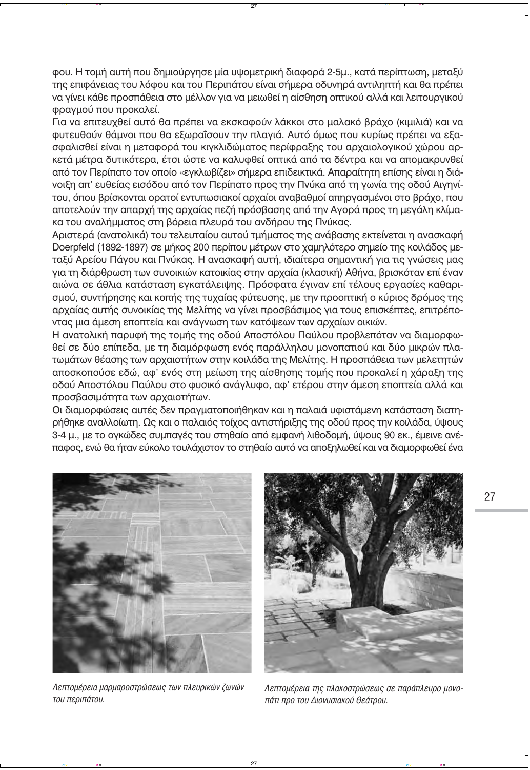φου. Η τομή αυτή που δημιούργησε μία υψομετρική διαφορά 2-5μ., κατά περίπτωση, μεταξύ της επιφάνειας του λόφου και του Περιπάτου είναι σήμερα οδυνηρά αντιληπτή και θα πρέπει να γίνει κάθε προσπάθεια στο μέλλον για να μειωθεί η αίσθηση οπτικού αλλά και λειτουργικού φραγμού που προκαλεί.

Για να επιτευχθεί αυτό θα πρέπει να εκσκαφούν λάκκοι στο μαλακό βράχο (κιμιλιά) και να φυτευθούν θάμνοι που θα εξωραΐσουν την πλαγιά. Αυτό όμως που κυρίως πρέπει να εξασφαλισθεί είναι η μεταφορά του κιγκλιδώματος περίφραξης του αρχαιολογικού χώρου αρκετά μέτρα δυτικότερα, έτσι ώστε να καλυφθεί οπτικά από τα δέντρα και να απομακρυνθεί από τον Περίπατο τον οποίο «εγκλωβίζει» σήμερα επιδεικτικά. Απαραίτητη επίσης είναι η διάνοιξη απ' ευθείας εισόδου από τον Περίπατο προς την Πνύκα από τη γωνία της οδού Αιγηνίτου, όπου βρίσκονται ορατοί εντυπωσιακοί αρχαίοι αναβαθμοί απηργασμένοι στο βράχο, που αποτελούν την απαρχή της αρχαίας πεζή πρόσβασης από την Αγορά προς τη μεγάλη κλίμακα του αναλήμματος στη βόρεια πλευρά του ανδήρου της Πνύκας.

Αριστερά (ανατολικά) του τελευταίου αυτού τμήματος της ανάβασης εκτείνεται η ανασκαφή Doerpfeld (1892-1897) σε μήκος 200 περίπου μέτρων στο χαμηλότερο σημείο της κοιλάδος μεταξύ Αρείου Πάγου και Πνύκας. Η ανασκαφή αυτή, ιδιαίτερα σημαντική για τις γνώσεις μας για τη διάρθρωση των συνοικιών κατοικίας στην αρχαία (κλασική) Αθήνα, βρισκόταν επί έναν αιώνα σε άθλια κατάσταση εγκατάλειψης. Πρόσφατα έγιναν επί τέλους εργασίες καθαρισμού, συντήρησης και κοπής της τυχαίας φύτευσης, με την προοπτική ο κύριος δρόμος της αρχαίας αυτής συνοικίας της Μελίτης να γίνει προσβάσιμος για τους επισκέπτες, επιτρέποντας μια άμεση εποπτεία και ανάγνωση των κατόψεων των αρχαίων οικιών.

Η ανατολική παρυφή της τομής της οδού Αποστόλου Παύλου προβλεπόταν να διαμορφωθεί σε δύο επίπεδα, με τη διαμόρφωση ενός παράλληλου μονοπατιού και δύο μικρών πλατωμάτων θέασης των αρχαιοτήτων στην κοιλάδα της Μελίτης. Η προσπάθεια των μελετητών αποσκοπούσε εδώ, αφ' ενός στη μείωση της αίσθησης τομής που προκαλεί η χάραξη της οδού Αποστόλου Παύλου στο φυσικό ανάγλυφο, αφ' ετέρου στην άμεση εποπτεία αλλά και προσβασιμότητα των αρχαιοτήτων.

Οι διαμορφώσεις αυτές δεν πραγματοποιήθηκαν και η παλαιά υφιστάμενη κατάσταση διατηρήθηκε αναλλοίωτη. Ως και ο παλαιός τοίχος αντιστήριξης της οδού προς την κοιλάδα, ύψους 3-4 μ., με το ογκώδες συμπαγές του στηθαίο από εμφανή λιθοδομή, ύψους 90 εκ., έμεινε ανέπαφος, ενώ θα ήταν εύκολο τουλάχιστον το στηθαίο αυτό να αποξηλωθεί και να διαμορφωθεί ένα

*Λεπτομέρεια μαρμαροστρώσεως των πλευρικών ζωνών του περιπάτου.*

*Λεπτομέρεια της πλακοστρώσεως σε παράπλευρο μονοπάτι προ του Διονυσιακού Θεάτρου.*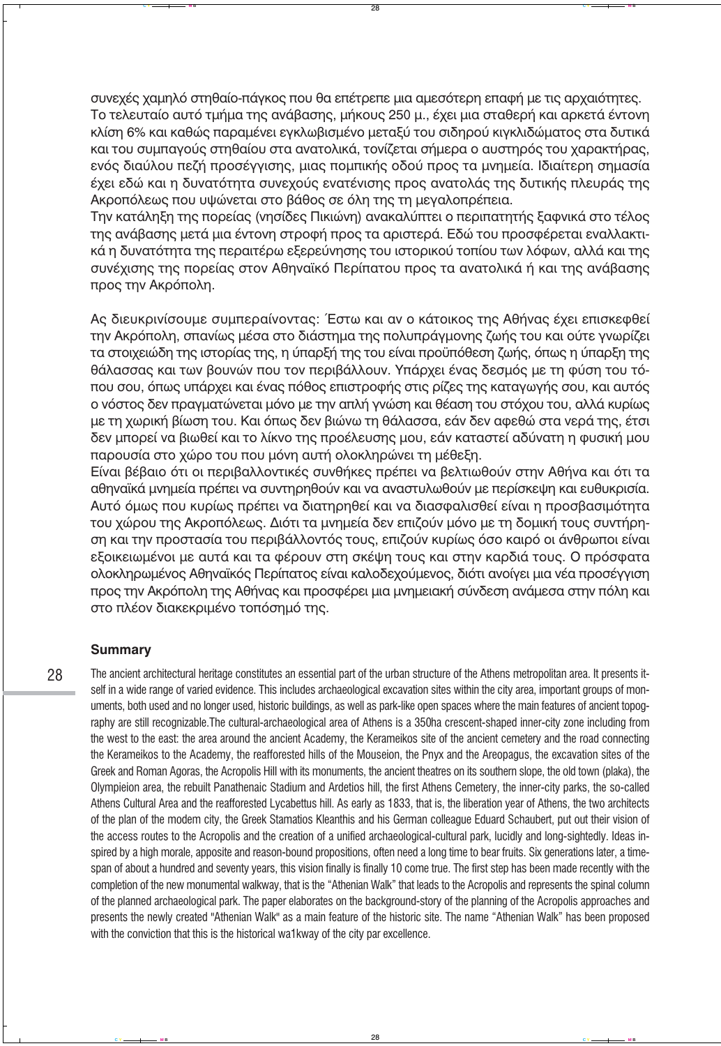συνεχές χαμηλό στηθαίο-πάγκος που θα επέτρεπε μια αμεσότερη επαφή με τις αρχαιότητες. Το τελευταίο αυτό τμήμα της ανάβασης, μήκους 250 μ., έχει μια σταθερή και αρκετά έντονη κλίση 6% και καθώς παραμένει εγκλωβισμένο μεταξύ του σιδηρού κιγκλιδώματος στα δυτικά και του συμπαγούς στηθαίου στα ανατολικά, τονίζεται σήμερα ο αυστηρός του χαρακτήρας, ενός διαύλου πεζή προσέγγισης, μιας πομπικής οδού προς τα μνημεία. Ιδιαίτερη σημασία έχει εδώ και η δυνατότητα συνεχούς ενατένισης προς ανατολάς της δυτικής πλευράς της Ακροπόλεως που υψώνεται στο βάθος σε όλη της τη μεγαλοπρέπεια.

Την κατάληξη της πορείας (νησίδες Πικιώνη) ανακαλύπτει ο περιπατητής ξαφνικά στο τέλος της ανάβασης μετά μια έντονη στροφή προς τα αριστερά. Εδώ του προσφέρεται εναλλακτικά η δυνατότητα της περαιτέρω εξερεύνησης του ιστορικού τοπίου των λόφων, αλλά και της συνέχισης της πορείας στον Αθηναϊκό Περίπατο προς τα ανατολικά ή και της ανάβασης προς την Ακρόπολη.

Ας διευκρινίσουμε συμπεραίνοντας: Έστω και αν ο κάτοικος της Αθήνας έχει επισκεφθεί την Ακρόπολη, σπανίως μέσα στο διάστημα της πολυπράγμονης ζωής του και ούτε γνωρίζει τα στοιχειώδη της ιστορίας της, η ύπαρξή της του είναι προϋπόθεση ζωής, όπως η ύπαρξη της θάλασσας και των βουνών που τον περιβάλλουν. Υπάρχει ένας δεσμός με τη φύση του τόπου σου, όπως υπάρχει και ένας πόθος επιστροφής στις ρίζες της καταγωγής σου, και αυτός ο νόστος δεν πραγματώνεται μόνο με την απλή γνώση και θέαση του στόχου του, αλλά κυρίως με τη χωρική βίωση του. Και όπως δεν βιώνω τη θάλασσα, εάν δεν αφεθώ στα νερά της, έτσι δεν μπορεί να βιωθεί και το λίκνο της προέλευσης μου, εάν καταστεί αδύνατη η φυσική μου παρουσία στο χώρο του που μόνη αυτή ολοκληρώνει τη μέθεξη.

Είναι βέβαιο ότι οι περιβαλλοντικές συνθήκες πρέπει να βελτιωθούν στην Αθήνα και ότι τα αθηναϊκά μνημεία πρέπει να συντηρηθούν και να αναστυλωθούν με περίσκεψη και ευθυκρισία. Αυτό όμως που κυρίως πρέπει να διατηρηθεί και να διασφαλισθεί είναι η προσβασιμότητα του χώρου της Ακροπόλεως. Διότι τα μνημεία δεν επιζούν μόνο με τη δομική τους συντήρηση και την προστασία του περιβάλλοντός τους, επιζούν κυρίως όσο καιρό οι άνθρωποι είναι εξοικειωμένοι με αυτά και τα φέρουν στη σκέψη τους και στην καρδιά τους. Ο πρόσφατα ολοκληρωμένος Αθηναϊκός Περίπατος είναι καλοδεχούμενος, διότι ανοίγει μια νέα προσέγγιση προς την Ακρόπολη της Αθήνας και προσφέρει μια μνημειακή σύνδεση ανάμεσα στην πόλη και στο πλέον διακεκριμένο τοπόσημό της.

### Summary

The ancient architectural heritage constitutes an essential part of the urban structure of the Athens metropolitan area. It presents itself in a wide range of varied evidence. This includes archaeological excavation sites within the city area, important groups of monuments, both used and no longer used, historic buildings, as well as park-like open spaces where the main features of ancient topography are still recognizable.The cultural-archaeological area of Athens is a 350ha crescent-shaped inner-city zone including from the west to the east: the area around the ancient Academy, the Kerameikos site of the ancient cemetery and the road connecting the Kerameikos to the Academy, the reafforested hills of the Mouseion, the Pnyx and the Areopagus, the excavation sites of the Greek and Roman Agoras, the Acropolis Hill with its monuments, the ancient theatres on its southern slope, the old town (plaka), the Olympieion area, the rebuilt Panathenaic Stadium and Ardetios hill, the first Athens Cemetery, the inner-city parks, the so-called Athens Cultural Area and the reafforested Lycabettus hill. As early as 1833, that is, the liberation year of Athens, the two architects of the plan of the modem city, the Greek Stamatios Kleanthis and his German colleague Eduard Schaubert, put out their vision of the access routes to the Acropolis and the creation of a unified archaeological-cultural park, lucidly and long-sightedly. Ideas inspired by a high morale, apposite and reason-bound propositions, often need a long time to bear fruits. Six generations later, a timespan of about a hundred and seventy years, this vision finally is finally 10 come true. The first step has been made recently with the completion of the new monumental walkway, that is the "Athenian Walk" that leads to the Acropolis and represents the spinal column of the planned archaeological park. The paper elaborates on the background-story of the planning of the Acropolis approaches and presents the newly created "Athenian Walk" as a main feature of the historic site. The name "Athenian Walk" has been proposed with the conviction that this is the historical wa1kway of the city par excellence.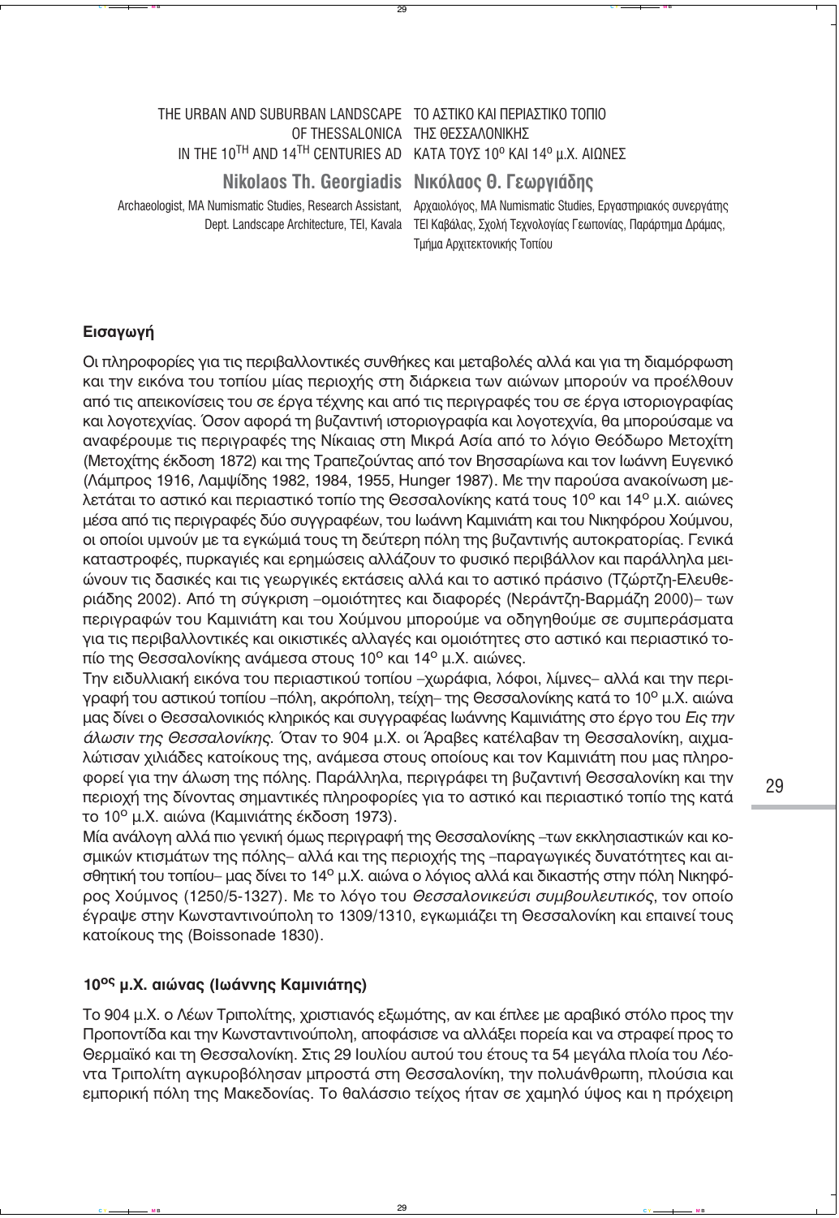THE URBAN AND SUBURBAN LANDSCAPE OF THESSALONICA IN THE 10TH AND 14TH CENTURIES AD

ΤΟ ΑΣΤΙΚΟ ΚΑΙ ΠΕΡΙΑΣΤΙΚΟ ΤΟΠΙΟ ΤΗΣ ΘΕΣΣΑΛΟΝΙΚΗΣ ΚΑΤΑ ΤΟΥΣ 10ο ΚΑΙ 14ο μ.Χ. ΑΙΩΝΕΣ

**Nikolaos Th. Georgiadis**

**Νικόλαος Θ. Γεωργιάδης**

Archaeologist, MA Numismatic Studies, Research Assistant, Dept. Landscape Architecture, TEI, Kavala

Αρχαιολόγος, MA Numismatic Studies, Εργαστηριακός συνεργάτης ΤΕΙ Καβάλας, Σχολή Τεχνολογίας Γεωπονίας, Παράρτημα Δράμας, Τμήμα Αρχιτεκτονικής Τοπίου

## Εισαγωγή

Οι πληροφορίες για τις περιβαλλοντικές συνθήκες και μεταβολές αλλά και για τη διαμόρφωση και την εικόνα του τοπίου μίας περιοχής στη διάρκεια των αιώνων μπορούν να προέλθουν από τις απεικονίσεις του σε έργα τέχνης και από τις περιγραφές του σε έργα ιστοριογραφίας και λογοτεχνίας. Όσον αφορά τη βυζαντινή ιστοριογραφία και λογοτεχνία, θα μπορούσαμε να αναφέρουμε τις περιγραφές της Νίκαιας στη Μικρά Ασία από το λόγιο Θεόδωρο Μετοχίτη (Μετοχίτης έκδοση 1872) και της Τραπεζούντας από τον Βησσαρίωνα και τον Ιωάννη Ευγενικό (Λάμπρος 1916, Λαμψίδης 1982, 1984, 1955, Hunger 1987). Με την παρούσα ανακοίνωση μελετάται το αστικό και περιαστικό τοπίο της Θεσσαλονίκης κατά τους 10ο και 14ο μ.Χ. αιώνες μέσα από τις περιγραφές δύο συγγραφέων, του Ιωάννη Καμινιάτη και του Νικηφόρου Χούμνου, οι οποίοι υμνούν με τα εγκώμιά τους τη δεύτερη πόλη της βυζαντινής αυτοκρατορίας. Γενικά καταστροφές, πυρκαγιές και ερημώσεις αλλάζουν το φυσικό περιβάλλον και παράλληλα μειώνουν τις δασικές και τις γεωργικές εκτάσεις αλλά και το αστικό πράσινο (Τζώρτζη-Ελευθεριάδης 2002). Από τη σύγκριση –ομοιότητες και διαφορές (Νεράντζη-Βαρμάζη 2000)– των περιγραφών του Καμινιάτη και του Χούμνου μπορούμε να οδηγηθούμε σε συμπεράσματα για τις περιβαλλοντικές και οικιστικές αλλαγές και ομοιότητες στο αστικό και περιαστικό τοπίο της Θεσσαλονίκης ανάμεσα στους 10ο και 14ο μ.Χ. αιώνες.

Την ειδυλλιακή εικόνα του περιαστικού τοπίου –χωράφια, λόφοι, λίμνες– αλλά και την περιγραφή του αστικού τοπίου –πόλη, ακρόπολη, τείχη– της Θεσσαλονίκης κατά το 10ο μ.Χ. αιώνα μας δίνει ο Θεσσαλονικιός κληρικός και συγγραφέας Ιωάννης Καμινιάτης στο έργο του *Εις την άλωσιν της Θεσσαλονίκης*. Όταν το 904 μ.Χ. οι Άραβες κατέλαβαν τη Θεσσαλονίκη, αιχμαλώτισαν χιλιάδες κατοίκους της, ανάμεσα στους οποίους και τον Καμινιάτη που μας πληροφορεί για την άλωση της πόλης. Παράλληλα, περιγράφει τη βυζαντινή Θεσσαλονίκη και την περιοχή της δίνοντας σημαντικές πληροφορίες για το αστικό και περιαστικό τοπίο της κατά το 10ο μ.Χ. αιώνα (Καμινιάτης έκδοση 1973).

Μία ανάλογη αλλά πιο γενική όμως περιγραφή της Θεσσαλονίκης –των εκκλησιαστικών και κοσμικών κτισμάτων της πόλης– αλλά και της περιοχής της –παραγωγικές δυνατότητες και αισθητική του τοπίου– μας δίνει το 14ο μ.Χ. αιώνα ο λόγιος αλλά και δικαστής στην πόλη Νικηφόρος Χούμνος (1250/5-1327). Με το λόγο του *Θεσσαλονικεύσι συμβουλευτικός*, τον οποίο έγραψε στην Κωνσταντινούπολη το 1309/1310, εγκωμιάζει τη Θεσσαλονίκη και επαινεί τους κατοίκους της (Boissonade 1830).

## 10ος μ.Χ. αιώνας (Ιωάννης Καμινιάτης)

Το 904 μ.Χ. ο Λέων Τριπολίτης, χριστιανός εξωμότης, αν και έπλεε με αραβικό στόλο προς την Προποντίδα και την Κωνσταντινούπολη, αποφάσισε να αλλάξει πορεία και να στραφεί προς το Θερμαϊκό και τη Θεσσαλονίκη. Στις 29 Ιουλίου αυτού του έτους τα 54 μεγάλα πλοία του Λέοντα Τριπολίτη αγκυροβόλησαν μπροστά στη Θεσσαλονίκη, την πολυάνθρωπη, πλούσια και εμπορική πόλη της Μακεδονίας. Το θαλάσσιο τείχος ήταν σε χαμηλό ύψος και η πρόχειρη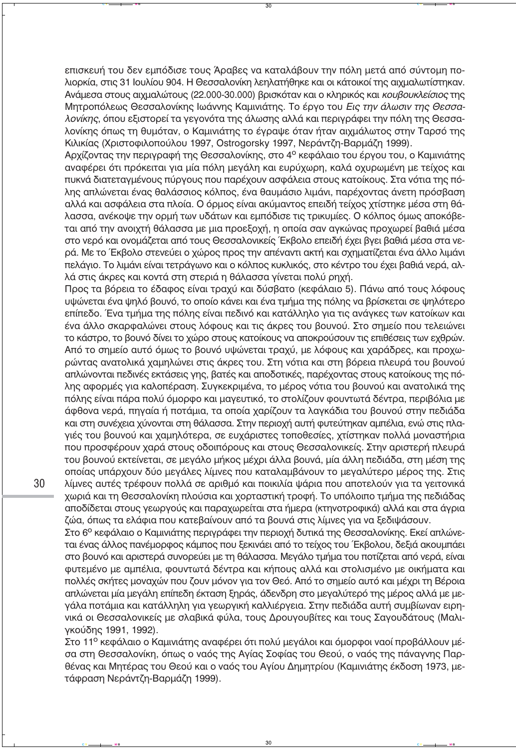επισκευή του δεν εμπόδισε τους Άραβες να καταλάβουν την πόλη μετά από σύντομη πολιορκία, στις 31 Ιουλίου 904. Η Θεσσαλονίκη λεηλατήθηκε και οι κάτοικοί της αιχμαλωτίστηκαν. Ανάμεσα στους αιχμαλώτους (22.000-30.000) βρισκόταν και ο κληρικός και *κουβουκλείσιος* της Μητροπόλεως Θεσσαλονίκης Ιωάννης Καμινιάτης. Το έργο του *Εις την άλωσιν της Θεσσαλονίκης*, όπου εξιστορεί τα γεγονότα της άλωσης αλλά και περιγράφει την πόλη της Θεσσαλονίκης όπως τη θυμόταν, ο Καμινιάτης το έγραψε όταν ήταν αιχμάλωτος στην Ταρσό της Κιλικίας (Χριστοφιλοπούλου 1997, Ostrogorsky 1997, Νεράντζη-Βαρμάζη 1999).

Αρχίζοντας την περιγραφή της Θεσσαλονίκης, στο 4ο κεφάλαιο του έργου του, ο Καμινιάτης αναφέρει ότι πρόκειται για μία πόλη μεγάλη και ευρύχωρη, καλά οχυρωμένη με τείχος και πυκνά διατεταγμένους πύργους που παρέχουν ασφάλεια στους κατοίκους. Στα νότια της πόλης απλώνεται ένας θαλάσσιος κόλπος, ένα θαυμάσιο λιμάνι, παρέχοντας άνετη πρόσβαση αλλά και ασφάλεια στα πλοία. Ο όρμος είναι ακύμαντος επειδή τείχος χτίστηκε μέσα στη θάλασσα, ανέκοψε την ορμή των υδάτων και εμπόδισε τις τρικυμίες. Ο κόλπος όμως αποκόβεται από την ανοιχτή θάλασσα με μια προεξοχή, η οποία σαν αγκώνας προχωρεί βαθιά μέσα στο νερό και ονομάζεται από τους Θεσσαλονικείς Έκβολο επειδή έχει βγει βαθιά μέσα στα νερά. Με το Έκβολο στενεύει ο χώρος προς την απέναντι ακτή και σχηματίζεται ένα άλλο λιμάνι πελάγιο. Το λιμάνι είναι τετράγωνο και ο κόλπος κυκλικός, στο κέντρο του έχει βαθιά νερά, αλλά στις άκρες και κοντά στη στεριά η θάλασσα γίνεται πολύ ρηχή.

Προς τα βόρεια το έδαφος είναι τραχύ και δύσβατο (κεφάλαιο 5). Πάνω από τους λόφους υψώνεται ένα ψηλό βουνό, το οποίο κάνει και ένα τμήμα της πόλης να βρίσκεται σε ψηλότερο επίπεδο. Ένα τμήμα της πόλης είναι πεδινό και κατάλληλο για τις ανάγκες των κατοίκων και ένα άλλο σκαρφαλώνει στους λόφους και τις άκρες του βουνού. Στο σημείο που τελειώνει το κάστρο, το βουνό δίνει το χώρο στους κατοίκους να αποκρούσουν τις επιθέσεις των εχθρών. Από το σημείο αυτό όμως το βουνό υψώνεται τραχύ, με λόφους και χαράδρες, και προχωρώντας ανατολικά χαμηλώνει στις άκρες του. Στη νότια και στη βόρεια πλευρά του βουνού απλώνονται πεδινές εκτάσεις γης, βατές και αποδοτικές, παρέχοντας στους κατοίκους της πόλης αφορμές για καλοπέραση. Συγκεκριμένα, το μέρος νότια του βουνού και ανατολικά της πόλης είναι πάρα πολύ όμορφο και μαγευτικό, το στολίζουν φουντωτά δέντρα, περιβόλια με άφθονα νερά, πηγαία ή ποτάμια, τα οποία χαρίζουν τα λαγκάδια του βουνού στην πεδιάδα και στη συνέχεια χύνονται στη θάλασσα. Στην περιοχή αυτή φυτεύτηκαν αμπέλια, ενώ στις πλαγιές του βουνού και χαμηλότερα, σε ευχάριστες τοποθεσίες, χτίστηκαν πολλά μοναστήρια που προσφέρουν χαρά στους οδοιπόρους και στους Θεσσαλονικείς. Στην αριστερή πλευρά του βουνού εκτείνεται, σε μεγάλο μήκος μέχρι άλλα βουνά, μία άλλη πεδιάδα, στη μέση της οποίας υπάρχουν δύο μεγάλες λίμνες που καταλαμβάνουν το μεγαλύτερο μέρος της. Στις λίμνες αυτές τρέφουν πολλά σε αριθμό και ποικιλία ψάρια που αποτελούν για τα γειτονικά χωριά και τη Θεσσαλονίκη πλούσια και χορταστική τροφή. Το υπόλοιπο τμήμα της πεδιάδας αποδίδεται στους γεωργούς και παραχωρείται στα ήμερα (κτηνοτροφικά) αλλά και στα άγρια ζώα, όπως τα ελάφια που κατεβαίνουν από τα βουνά στις λίμνες για να ξεδιψάσουν.

Στο 6ο κεφάλαιο ο Καμινιάτης περιγράφει την περιοχή δυτικά της Θεσσαλονίκης. Εκεί απλώνεται ένας άλλος πανέμορφος κάμπος που ξεκινάει από το τείχος του Έκβολου, δεξιά ακουμπάει στο βουνό και αριστερά συνορεύει με τη θάλασσα. Μεγάλο τμήμα του ποτίζεται από νερά, είναι φυτεμένο με αμπέλια, φουντωτά δέντρα και κήπους αλλά και στολισμένο με οικήματα και πολλές σκήτες μοναχών που ζουν μόνον για τον Θεό. Από το σημείο αυτό και μέχρι τη Βέροια απλώνεται μία μεγάλη επίπεδη έκταση ξηράς, άδενδρη στο μεγαλύτερό της μέρος αλλά με μεγάλα ποτάμια και κατάλληλη για γεωργική καλλιέργεια. Στην πεδιάδα αυτή συμβίωναν ειρηνικά οι Θεσσαλονικείς με σλαβικά φύλα, τους Δρουγουβίτες και τους Σαγουδάτους (Μαλιγκούδης 1991, 1992).

Στο 11ο κεφάλαιο ο Καμινιάτης αναφέρει ότι πολύ μεγάλοι και όμορφοι ναοί προβάλλουν μέσα στη Θεσσαλονίκη, όπως ο ναός της Αγίας Σοφίας του Θεού, ο ναός της πάναγνης Παρθένας και Μητέρας του Θεού και ο ναός του Αγίου Δημητρίου (Καμινιάτης έκδοση 1973, μετάφραση Νεράντζη-Βαρμάζη 1999).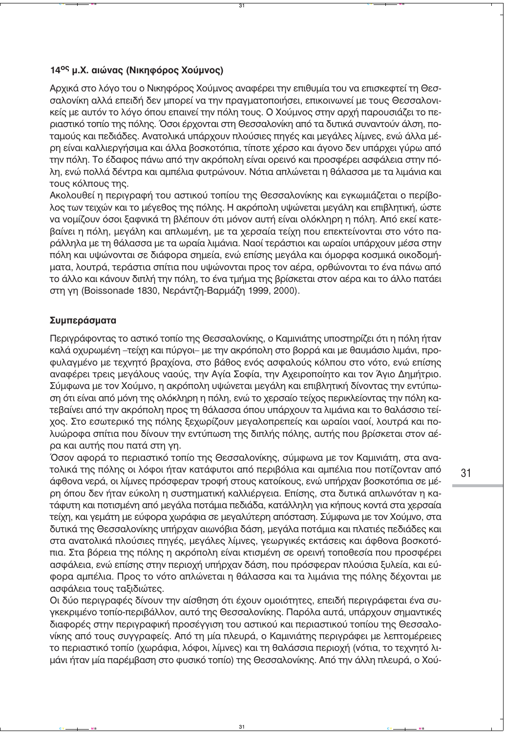### 14$^{ος}$ μ.Χ. αιώνας (Νικηφόρος Χούμνος)

Αρχικά στο λόγο του ο Νικηφόρος Χούμνος αναφέρει την επιθυμία του να επισκεφτεί τη Θεσσαλονίκη αλλά επειδή δεν μπορεί να την πραγματοποιήσει, επικοινωνεί με τους Θεσσαλονικείς με αυτόν το λόγο όπου επαινεί την πόλη τους. Ο Χούμνος στην αρχή παρουσιάζει το περιαστικό τοπίο της πόλης. Όσοι έρχονται στη Θεσσαλονίκη από τα δυτικά συναντούν άλση, ποταμούς και πεδιάδες. Ανατολικά υπάρχουν πλούσιες πηγές και μεγάλες λίμνες, ενώ άλλα μέρη είναι καλλιεργήσιμα και άλλα βοσκοτόπια, τίποτε χέρσο και άγονο δεν υπάρχει γύρω από την πόλη. Το έδαφος πάνω από την ακρόπολη είναι ορεινό και προσφέρει ασφάλεια στην πόλη, ενώ πολλά δέντρα και αμπέλια φυτρώνουν. Νότια απλώνεται η θάλασσα με τα λιμάνια και τους κόλπους της.

Ακολουθεί η περιγραφή του αστικού τοπίου της Θεσσαλονίκης και εγκωμιάζεται ο περίβολος των τειχών και το μέγεθος της πόλης. Η ακρόπολη υψώνεται μεγάλη και επιβλητική, ώστε να νομίζουν όσοι ξαφνικά τη βλέπουν ότι μόνον αυτή είναι ολόκληρη η πόλη. Από εκεί κατεβαίνει η πόλη, μεγάλη και απλωμένη, με τα χερσαία τείχη που επεκτείνονται στο νότο παράλληλα με τη θάλασσα με τα ωραία λιμάνια. Ναοί τεράστιοι και ωραίοι υπάρχουν μέσα στην πόλη και υψώνονται σε διάφορα σημεία, ενώ επίσης μεγάλα και όμορφα κοσμικά οικοδομήματα, λουτρά, τεράστια σπίτια που υψώνονται προς τον αέρα, ορθώνονται το ένα πάνω από το άλλο και κάνουν διπλή την πόλη, το ένα τμήμα της βρίσκεται στον αέρα και το άλλο πατάει στη γη (Boissonade 1830, Νεράντζη-Βαρμάζη 1999, 2000).

### Συμπεράσματα

Περιγράφοντας το αστικό τοπίο της Θεσσαλονίκης, ο Καμινιάτης υποστηρίζει ότι η πόλη ήταν καλά οχυρωμένη –τείχη και πύργοι– με την ακρόπολη στο βορρά και με θαυμάσιο λιμάνι, προφυλαγμένο με τεχνητό βραχίονα, στο βάθος ενός ασφαλούς κόλπου στο νότο, ενώ επίσης αναφέρει τρεις μεγάλους ναούς, την Αγία Σοφία, την Αχειροποίητο και τον Άγιο Δημήτριο. Σύμφωνα με τον Χούμνο, η ακρόπολη υψώνεται μεγάλη και επιβλητική δίνοντας την εντύπωση ότι είναι από μόνη της ολόκληρη η πόλη, ενώ το χερσαίο τείχος περικλείοντας την πόλη κατεβαίνει από την ακρόπολη προς τη θάλασσα όπου υπάρχουν τα λιμάνια και το θαλάσσιο τείχος. Στο εσωτερικό της πόλης ξεχωρίζουν μεγαλοπρεπείς και ωραίοι ναοί, λουτρά και πολυώροφα σπίτια που δίνουν την εντύπωση της διπλής πόλης, αυτής που βρίσκεται στον αέρα και αυτής που πατά στη γη.

Όσον αφορά το περιαστικό τοπίο της Θεσσαλονίκης, σύμφωνα με τον Καμινιάτη, στα ανατολικά της πόλης οι λόφοι ήταν κατάφυτοι από περιβόλια και αμπέλια που ποτίζονταν από άφθονα νερά, οι λίμνες πρόσφεραν τροφή στους κατοίκους, ενώ υπήρχαν βοσκοτόπια σε μέρη όπου δεν ήταν εύκολη η συστηματική καλλιέργεια. Επίσης, στα δυτικά απλωνόταν η κατάφυτη και ποτισμένη από μεγάλα ποτάμια πεδιάδα, κατάλληλη για κήπους κοντά στα χερσαία τείχη, και γεμάτη με εύφορα χωράφια σε μεγαλύτερη απόσταση. Σύμφωνα με τον Χούμνο, στα δυτικά της Θεσσαλονίκης υπήρχαν αιωνόβια δάση, μεγάλα ποτάμια και πλατιές πεδιάδες και στα ανατολικά πλούσιες πηγές, μεγάλες λίμνες, γεωργικές εκτάσεις και άφθονα βοσκοτόπια. Στα βόρεια της πόλης η ακρόπολη είναι κτισμένη σε ορεινή τοποθεσία που προσφέρει ασφάλεια, ενώ επίσης στην περιοχή υπήρχαν δάση, που πρόσφεραν πλούσια ξυλεία, και εύφορα αμπέλια. Προς το νότο απλώνεται η θάλασσα και τα λιμάνια της πόλης δέχονται με ασφάλεια τους ταξιδιώτες.

Οι δύο περιγραφές δίνουν την αίσθηση ότι έχουν ομοιότητες, επειδή περιγράφεται ένα συγκεκριμένο τοπίο-περιβάλλον, αυτό της Θεσσαλονίκης. Παρόλα αυτά, υπάρχουν σημαντικές διαφορές στην περιγραφική προσέγγιση του αστικού και περιαστικού τοπίου της Θεσσαλονίκης από τους συγγραφείς. Από τη μία πλευρά, ο Καμινιάτης περιγράφει με λεπτομέρειες το περιαστικό τοπίο (χωράφια, λόφοι, λίμνες) και τη θαλάσσια περιοχή (νότια, το τεχνητό λιμάνι ήταν μία παρέμβαση στο φυσικό τοπίο) της Θεσσαλονίκης. Από την άλλη πλευρά, ο Χού-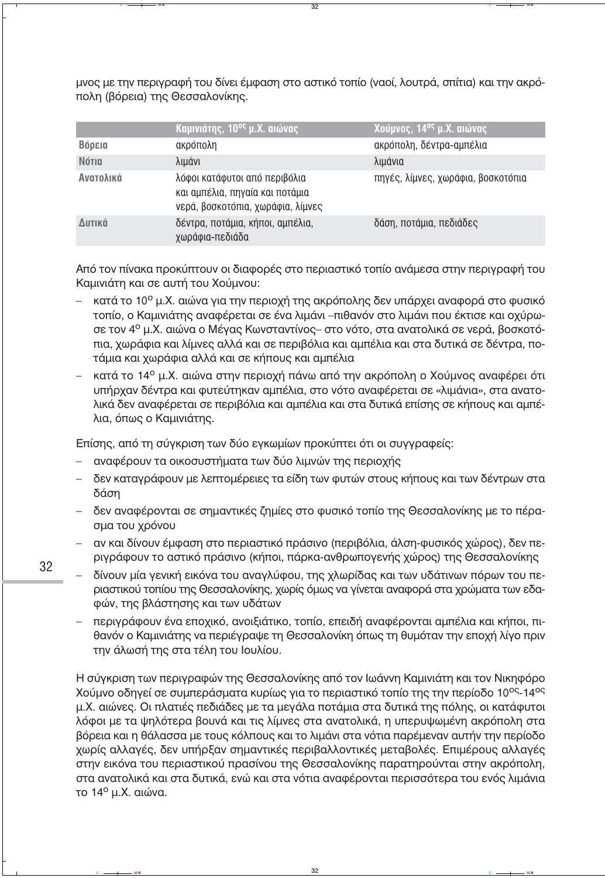μνος με την περιγραφή του δίνει έμφαση στο αστικό τοπίο (ναοί, λουτρά, σπίτια) και την ακρόπολη (βόρεια) της Θεσσαλονίκης.

| | Καμινιάτης, 10ος μ.Χ. αιώνας | Χούμνος, 14ος μ.Χ. αιώνας |
|---|---|---|
| Βόρεια | ακρόπολη | ακρόπολη, δέντρα-αμπέλια |
| Νότια | λιμάνι | λιμάνια |
| Ανατολικά | λόφοι κατάφυτοι από περιβόλια και αμπέλια, πηγαία και ποτάμια νερά, βοσκοτόπια, χωράφια, λίμνες | πηγές, λίμνες, χωράφια, βοσκοτόπια |
| Δυτικά | δέντρα, ποτάμια, κήποι, αμπέλια, χωράφια-πεδιάδα | δάση, ποτάμια, πεδιάδες |

Από τον πίνακα προκύπτουν οι διαφορές στο περιαστικό τοπίο ανάμεσα στην περιγραφή του Καμινιάτη και σε αυτή του Χούμνου:

- κατά το 10ο μ.Χ. αιώνα για την περιοχή της ακρόπολης δεν υπάρχει αναφορά στο φυσικό τοπίο, ο Καμινιάτης αναφέρεται σε ένα λιμάνι –πιθανόν στο λιμάνι που έκτισε και οχύρωσε τον 4ο μ.Χ. αιώνα ο Μέγας Κωνσταντίνος– στο νότο, στα ανατολικά σε νερά, βοσκοτόπια, χωράφια και λίμνες αλλά και σε περιβόλια και αμπέλια και στα δυτικά σε δέντρα, ποτάμια και χωράφια αλλά και σε κήπους και αμπέλια
- κατά το 14ο μ.Χ. αιώνα στην περιοχή πάνω από την ακρόπολη ο Χούμνος αναφέρει ότι υπήρχαν δέντρα και φυτεύτηκαν αμπέλια, στο νότο αναφέρεται σε «λιμάνια», στα ανατολικά δεν αναφέρεται σε περιβόλια και αμπέλια και στα δυτικά επίσης σε κήπους και αμπέλια, όπως ο Καμινιάτης.

Επίσης, από τη σύγκριση των δύο εγκωμίων προκύπτει ότι οι συγγραφείς:

- αναφέρουν τα οικοσυστήματα των δύο λιμνών της περιοχής
- δεν καταγράφουν με λεπτομέρειες τα είδη των φυτών στους κήπους και των δέντρων στα δάση
- δεν αναφέρονται σε σημαντικές ζημίες στο φυσικό τοπίο της Θεσσαλονίκης με το πέρασμα του χρόνου
- αν και δίνουν έμφαση στο περιαστικό πράσινο (περιβόλια, άλση-φυσικός χώρος), δεν περιγράφουν το αστικό πράσινο (κήποι, πάρκα-ανθρωπογενής χώρος) της Θεσσαλονίκης
- δίνουν μία γενική εικόνα του αναγλύφου, της χλωρίδας και των υδάτινων πόρων του περιαστικού τοπίου της Θεσσαλονίκης, χωρίς όμως να γίνεται αναφορά στα χρώματα των εδαφών, της βλάστησης και των υδάτων
- περιγράφουν ένα εποχικό, ανοιξιάτικο, τοπίο, επειδή αναφέρονται αμπέλια και κήποι, πιθανόν ο Καμινιάτης να περιέγραψε τη Θεσσαλονίκη όπως τη θυμόταν την εποχή λίγο πριν την άλωσή της στα τέλη του Ιουλίου.

Η σύγκριση των περιγραφών της Θεσσαλονίκης από τον Ιωάννη Καμινιάτη και τον Νικηφόρο Χούμνο οδηγεί σε συμπεράσματα κυρίως για το περιαστικό τοπίο της την περίοδο 10ος-14ος μ.Χ. αιώνες. Οι πλατιές πεδιάδες με τα μεγάλα ποτάμια στα δυτικά της πόλης, οι κατάφυτοι λόφοι με τα ψηλότερα βουνά και τις λίμνες στα ανατολικά, η υπερυψωμένη ακρόπολη στα βόρεια και η θάλασσα με τους κόλπους και το λιμάνι στα νότια παρέμεναν αυτήν την περίοδο χωρίς αλλαγές, δεν υπήρξαν σημαντικές περιβαλλοντικές μεταβολές. Επιμέρους αλλαγές στην εικόνα του περιαστικού πρασίνου της Θεσσαλονίκης παρατηρούνται στην ακρόπολη, στα ανατολικά και στα δυτικά, ενώ και στα νότια αναφέρονται περισσότερα του ενός λιμάνια το 14ο μ.Χ. αιώνα.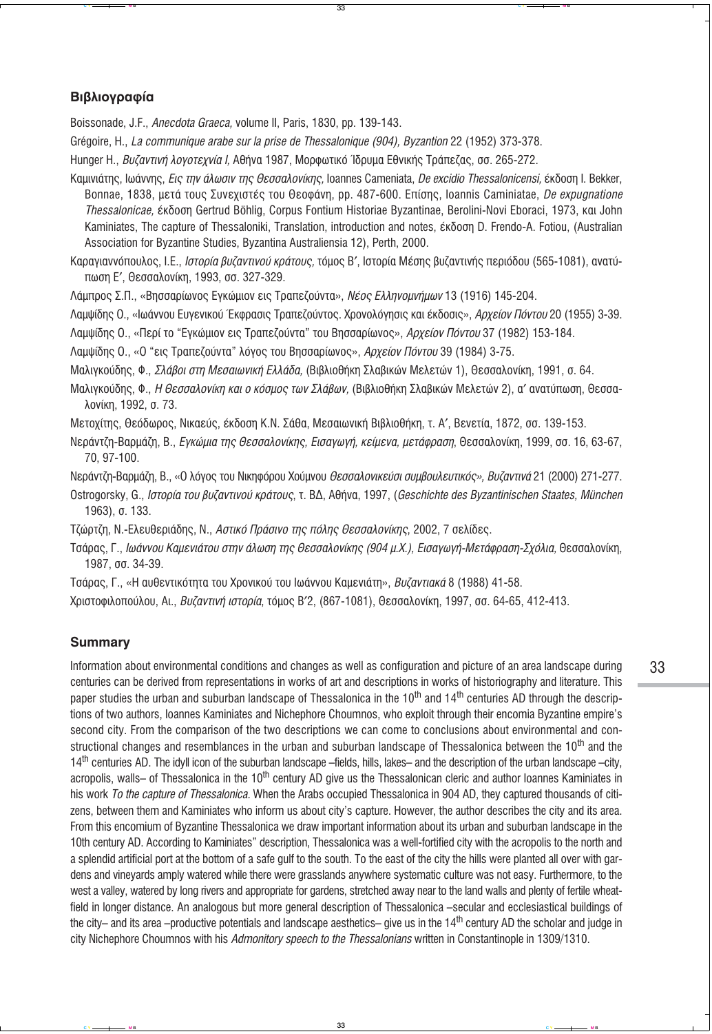## Βιβλιογραφία

Boissonade, J.F., *Anecdota Graeca,* volume II, Paris, 1830, pp. 139-143.

Grégoire, H., *La communique arabe sur la prise de Thessalonique (904), Byzantion* 22 (1952) 373-378.

Hunger H., *Βυζαντινή λογοτεχνία I,* Αθήνα 1987, Μορφωτικό Ίδρυμα Εθνικής Τράπεζας, σσ. 265-272.

Καμινιάτης, Ιωάννης, *Εις την άλωσιν της Θεσσαλονίκης,* Ioannes Cameniata, *De excidio Thessalonicensi,* έκδοση I. Bekker, Bonnae, 1838, μετά τους Συνεχιστές του Θεοφάνη, pp. 487-600. Επίσης, Ioannis Caminiatae, *De expugnatione Thessalonicae,* έκδοση Gertrud Böhlig, Corpus Fontium Historiae Byzantinae, Berolini-Novi Eboraci, 1973, και John Kaminiates, The capture of Thessaloniki, Translation, introduction and notes, έκδοση D. Frendo-A. Fotiou, (Australian Association for Byzantine Studies, Byzantina Australiensia 12), Perth, 2000.

Καραγιαννόπουλος, Ι.Ε., *Ιστορία βυζαντινού κράτους,* τόμος Β′, Ιστορία Μέσης βυζαντινής περιόδου (565-1081), ανατύπωση Ε′, Θεσσαλονίκη, 1993, σσ. 327-329.

Λάμπρος Σ.Π., «Βησσαρίωνος Εγκώμιον εις Τραπεζούντα», *Νέος Ελληνομνήμων* 13 (1916) 145-204.

Λαμψίδης Ο., «Ιωάννου Ευγενικού Έκφρασις Τραπεζούντος. Χρονολόγησις και έκδοσις», *Αρχείον Πόντου* 20 (1955) 3-39.

Λαμψίδης Ο., «Περί το "Εγκώμιον εις Τραπεζούντα" του Βησσαρίωνος», *Αρχείον Πόντου* 37 (1982) 153-184.

Λαμψίδης Ο., «Ο "εις Τραπεζούντα" λόγος του Βησσαρίωνος», *Αρχείον Πόντου* 39 (1984) 3-75.

Μαλιγκούδης, Φ., *Σλάβοι στη Μεσαιωνική Ελλάδα,* (Βιβλιοθήκη Σλαβικών Μελετών 1), Θεσσαλονίκη, 1991, σ. 64.

Μαλιγκούδης, Φ., *Η Θεσσαλονίκη και ο κόσμος των Σλάβων,* (Βιβλιοθήκη Σλαβικών Μελετών 2), α′ ανατύπωση, Θεσσαλονίκη, 1992, σ. 73.

Μετοχίτης, Θεόδωρος, Νικαεύς, έκδοση Κ.Ν. Σάθα, Μεσαιωνική Βιβλιοθήκη, τ. Α′, Βενετία, 1872, σσ. 139-153.

Νεράντζη-Βαρμάζη, Β., *Εγκώμια της Θεσσαλονίκης, Εισαγωγή, κείμενα, μετάφραση*, Θεσσαλονίκη, 1999, σσ. 16, 63-67, 70, 97-100.

Νεράντζη-Βαρμάζη, Β., «Ο λόγος του Νικηφόρου Χούμνου *Θεσσαλονικεύσι συμβουλευτικός», Βυζαντινά* 21 (2000) 271-277.

Ostrogorsky, G., *Ιστορία του βυζαντινού κράτους*, τ. ΒΔ, Αθήνα, 1997, (*Geschichte des Byzantinischen Staates, München* 1963), σ. 133.

Τζώρτζη, Ν.-Ελευθεριάδης, Ν., *Αστικό Πράσινο της πόλης Θεσσαλονίκης*, 2002, 7 σελίδες.

Τσάρας, Γ., *Ιωάννου Καμενιάτου στην άλωση της Θεσσαλονίκης (904 μ.Χ.), Εισαγωγή-Μετάφραση-Σχόλια,* Θεσσαλονίκη, 1987, σσ. 34-39.

Τσάρας, Γ., «Η αυθεντικότητα του Χρονικού του Ιωάννου Καμενιάτη», *Βυζαντιακά* 8 (1988) 41-58.

Χριστοφιλοπούλου, Αι., *Βυζαντινή ιστορία*, τόμος Β′2, (867-1081), Θεσσαλονίκη, 1997, σσ. 64-65, 412-413.

## Summary

Information about environmental conditions and changes as well as configuration and picture of an area landscape during centuries can be derived from representations in works of art and descriptions in works of historiography and literature. This paper studies the urban and suburban landscape of Thessalonica in the 10th and 14th centuries AD through the descriptions of two authors, Ioannes Kaminiates and Nichephore Choumnos, who exploit through their encomia Byzantine empire's second city. From the comparison of the two descriptions we can come to conclusions about environmental and constructional changes and resemblances in the urban and suburban landscape of Thessalonica between the 10th and the 14th centuries AD. The idyll icon of the suburban landscape –fields, hills, lakes– and the description of the urban landscape –city, acropolis, walls– of Thessalonica in the 10th century AD give us the Thessalonican cleric and author Ioannes Kaminiates in his work *To the capture of Thessalonica.* When the Arabs occupied Thessalonica in 904 AD, they captured thousands of citizens, between them and Kaminiates who inform us about city's capture. However, the author describes the city and its area. From this encomium of Byzantine Thessalonica we draw important information about its urban and suburban landscape in the 10th century AD. According to Kaminiates" description, Thessalonica was a well-fortified city with the acropolis to the north and a splendid artificial port at the bottom of a safe gulf to the south. To the east of the city the hills were planted all over with gardens and vineyards amply watered while there were grasslands anywhere systematic culture was not easy. Furthermore, to the west a valley, watered by long rivers and appropriate for gardens, stretched away near to the land walls and plenty of fertile wheatfield in longer distance. An analogous but more general description of Thessalonica –secular and ecclesiastical buildings of the city– and its area –productive potentials and landscape aesthetics– give us in the 14th century AD the scholar and judge in city Nichephore Choumnos with his *Admonitory speech to the Thessalonians* written in Constantinople in 1309/1310.